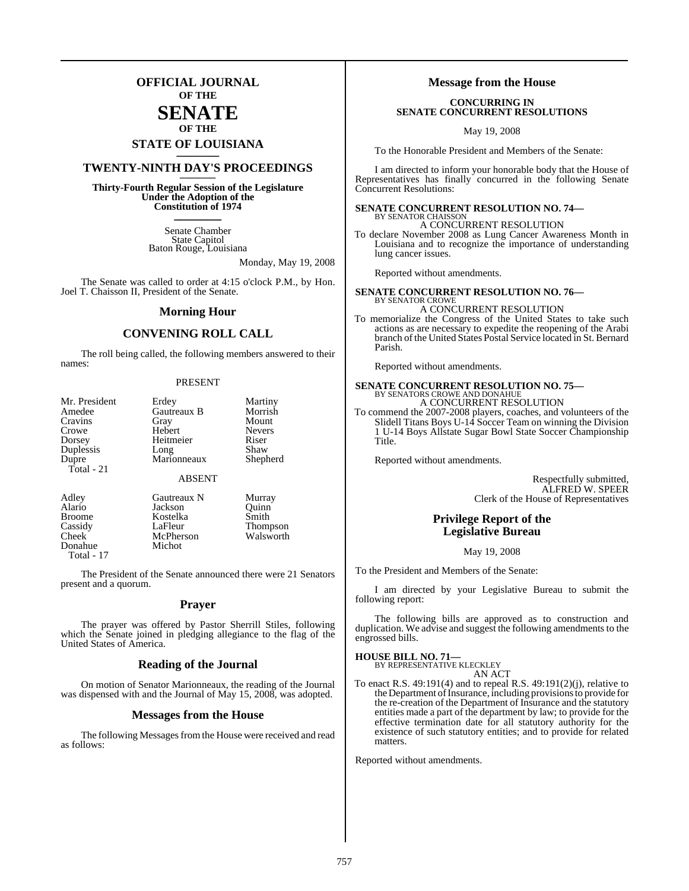# OFFICIAL JOURNAL OF THE SENATE OF THE STATE OF LOUISIANA

## TWENTY-NINTH DAY'S PROCEEDINGS

**Thirty-Fourth Regular Session of the Legislature Under the Adoption of the Constitution of 1974**

Senate Chamber
State Capitol
Baton Rouge, Louisiana

Monday, May 19, 2008

The Senate was called to order at 4:15 o'clock P.M., by Hon. Joel T. Chaisson II, President of the Senate.

## Morning Hour

## CONVENING ROLL CALL

The roll being called, the following members answered to their names:

PRESENT

| | | |
|---|---|---|
| Mr. President | Erdey | Martiny |
| Amedee | Gautreaux B | Morrish |
| Cravins | Gray | Mount |
| Crowe | Hebert | Nevers |
| Dorsey | Heitmeier | Riser |
| Duplessis | Long | Shaw |
| Dupre | Marionneaux | Shepherd |

Total - 21

ABSENT

| | | |
|---|---|---|
| Adley | Gautreaux N | Murray |
| Alario | Jackson | Quinn |
| Broome | Kostelka | Smith |
| Cassidy | LaFleur | Thompson |
| Cheek | McPherson | Walsworth |
| Donahue | Michot | |

Total - 17

The President of the Senate announced there were 21 Senators present and a quorum.

## Prayer

The prayer was offered by Pastor Sherrill Stiles, following which the Senate joined in pledging allegiance to the flag of the United States of America.

## Reading of the Journal

On motion of Senator Marionneaux, the reading of the Journal was dispensed with and the Journal of May 15, 2008, was adopted.

## Messages from the House

The following Messages from the House were received and read as follows:

## Message from the House

**CONCURRING IN SENATE CONCURRENT RESOLUTIONS**

May 19, 2008

To the Honorable President and Members of the Senate:

I am directed to inform your honorable body that the House of Representatives has finally concurred in the following Senate Concurrent Resolutions:

**SENATE CONCURRENT RESOLUTION NO. 74—**
BY SENATOR CHAISSON
A CONCURRENT RESOLUTION
To declare November 2008 as Lung Cancer Awareness Month in Louisiana and to recognize the importance of understanding lung cancer issues.

Reported without amendments.

**SENATE CONCURRENT RESOLUTION NO. 76—**
BY SENATOR CROWE
A CONCURRENT RESOLUTION
To memorialize the Congress of the United States to take such actions as are necessary to expedite the reopening of the Arabi branch of the United States Postal Service located in St. Bernard Parish.

Reported without amendments.

**SENATE CONCURRENT RESOLUTION NO. 75—**
BY SENATORS CROWE AND DONAHUE
A CONCURRENT RESOLUTION
To commend the 2007-2008 players, coaches, and volunteers of the Slidell Titans Boys U-14 Soccer Team on winning the Division 1 U-14 Boys Allstate Sugar Bowl State Soccer Championship Title.

Reported without amendments.

Respectfully submitted,
ALFRED W. SPEER
Clerk of the House of Representatives

## Privilege Report of the Legislative Bureau

May 19, 2008

To the President and Members of the Senate:

I am directed by your Legislative Bureau to submit the following report:

The following bills are approved as to construction and duplication. We advise and suggest the following amendments to the engrossed bills.

**HOUSE BILL NO. 71—**
BY REPRESENTATIVE KLECKLEY
AN ACT
To enact R.S. 49:191(4) and to repeal R.S. 49:191(2)(j), relative to the Department of Insurance, including provisions to provide for the re-creation of the Department of Insurance and the statutory entities made a part of the department by law; to provide for the effective termination date for all statutory authority for the existence of such statutory entities; and to provide for related matters.

Reported without amendments.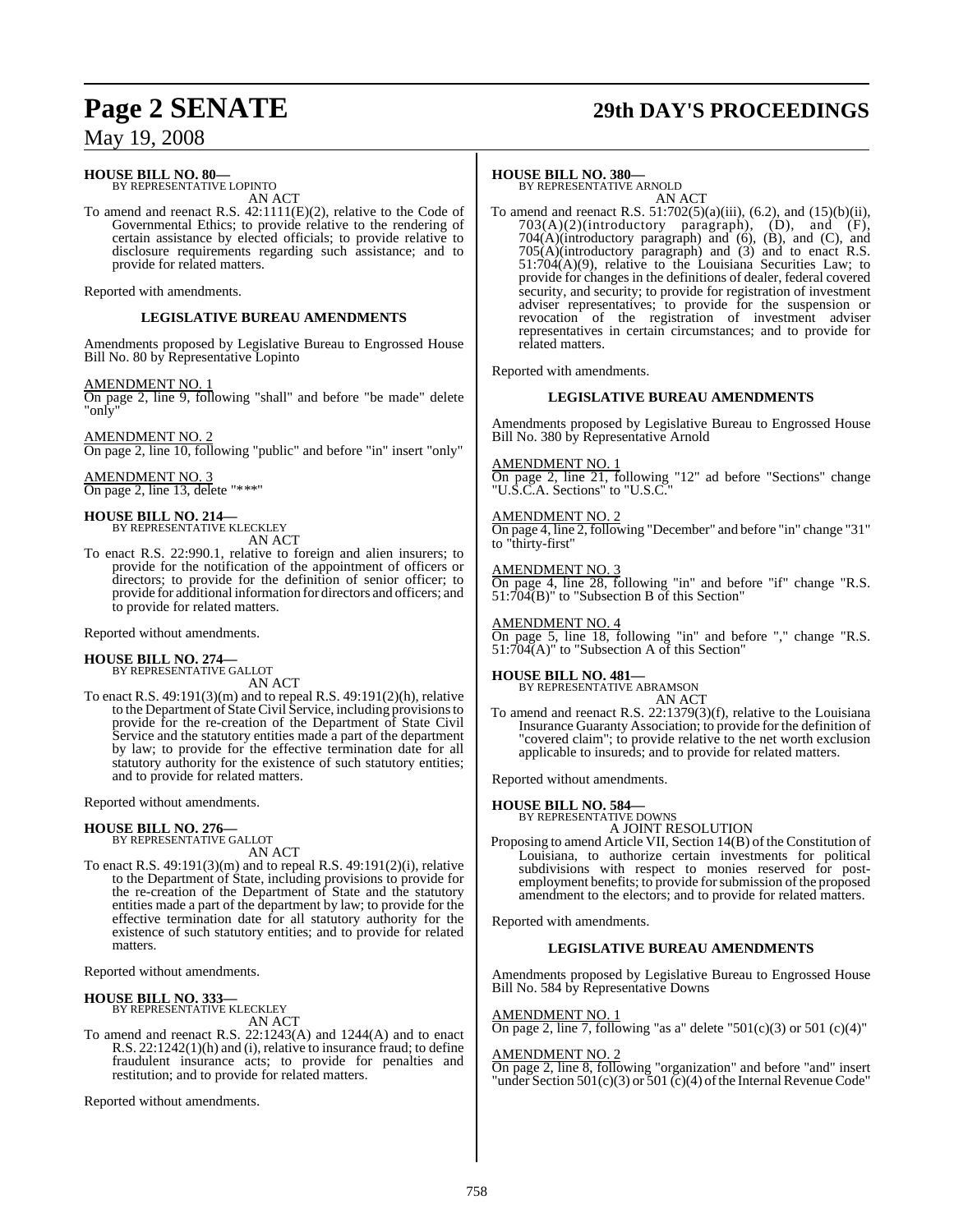**HOUSE BILL NO. 80—**
BY REPRESENTATIVE LOPINTO

AN ACT

To amend and reenact R.S. 42:1111(E)(2), relative to the Code of Governmental Ethics; to provide relative to the rendering of certain assistance by elected officials; to provide relative to disclosure requirements regarding such assistance; and to provide for related matters.

Reported with amendments.

**LEGISLATIVE BUREAU AMENDMENTS**

Amendments proposed by Legislative Bureau to Engrossed House Bill No. 80 by Representative Lopinto

AMENDMENT NO. 1
On page 2, line 9, following "shall" and before "be made" delete "only"

AMENDMENT NO. 2
On page 2, line 10, following "public" and before "in" insert "only"

AMENDMENT NO. 3
On page 2, line 13, delete "***"

**HOUSE BILL NO. 214—**
BY REPRESENTATIVE KLECKLEY

AN ACT

To enact R.S. 22:990.1, relative to foreign and alien insurers; to provide for the notification of the appointment of officers or directors; to provide for the definition of senior officer; to provide for additional information for directors and officers; and to provide for related matters.

Reported without amendments.

**HOUSE BILL NO. 274—**
BY REPRESENTATIVE GALLOT

AN ACT

To enact R.S. 49:191(3)(m) and to repeal R.S. 49:191(2)(h), relative to the Department of State Civil Service, including provisions to provide for the re-creation of the Department of State Civil Service and the statutory entities made a part of the department by law; to provide for the effective termination date for all statutory authority for the existence of such statutory entities; and to provide for related matters.

Reported without amendments.

**HOUSE BILL NO. 276—**
BY REPRESENTATIVE GALLOT

AN ACT

To enact R.S. 49:191(3)(m) and to repeal R.S. 49:191(2)(i), relative to the Department of State, including provisions to provide for the re-creation of the Department of State and the statutory entities made a part of the department by law; to provide for the effective termination date for all statutory authority for the existence of such statutory entities; and to provide for related matters.

Reported without amendments.

**HOUSE BILL NO. 333—**
BY REPRESENTATIVE KLECKLEY

AN ACT

To amend and reenact R.S. 22:1243(A) and 1244(A) and to enact R.S. 22:1242(1)(h) and (i), relative to insurance fraud; to define fraudulent insurance acts; to provide for penalties and restitution; and to provide for related matters.

Reported without amendments.

**HOUSE BILL NO. 380—**
BY REPRESENTATIVE ARNOLD

AN ACT

To amend and reenact R.S. 51:702(5)(a)(iii), (6.2), and (15)(b)(ii), 703(A)(2)(introductory paragraph), (D), and (F), 704(A)(introductory paragraph) and (6), (B), and (C), and 705(A)(introductory paragraph) and (3) and to enact R.S. 51:704(A)(9), relative to the Louisiana Securities Law; to provide for changes in the definitions of dealer, federal covered security, and security; to provide for registration of investment adviser representatives; to provide for the suspension or revocation of the registration of investment adviser representatives in certain circumstances; and to provide for related matters.

Reported with amendments.

**LEGISLATIVE BUREAU AMENDMENTS**

Amendments proposed by Legislative Bureau to Engrossed House Bill No. 380 by Representative Arnold

AMENDMENT NO. 1
On page 2, line 21, following "12" ad before "Sections" change "U.S.C.A. Sections" to "U.S.C."

AMENDMENT NO. 2
On page 4, line 2, following "December" and before "in" change "31" to "thirty-first"

AMENDMENT NO. 3
On page 4, line 28, following "in" and before "if" change "R.S. 51:704(B)" to "Subsection B of this Section"

AMENDMENT NO. 4
On page 5, line 18, following "in" and before "," change "R.S. 51:704(A)" to "Subsection A of this Section"

**HOUSE BILL NO. 481—**
BY REPRESENTATIVE ABRAMSON

AN ACT

To amend and reenact R.S. 22:1379(3)(f), relative to the Louisiana Insurance Guaranty Association; to provide for the definition of "covered claim"; to provide relative to the net worth exclusion applicable to insureds; and to provide for related matters.

Reported without amendments.

**HOUSE BILL NO. 584—**
BY REPRESENTATIVE DOWNS

A JOINT RESOLUTION

Proposing to amend Article VII, Section 14(B) of the Constitution of Louisiana, to authorize certain investments for political subdivisions with respect to monies reserved for post-employment benefits; to provide for submission of the proposed amendment to the electors; and to provide for related matters.

Reported with amendments.

**LEGISLATIVE BUREAU AMENDMENTS**

Amendments proposed by Legislative Bureau to Engrossed House Bill No. 584 by Representative Downs

AMENDMENT NO. 1
On page 2, line 7, following "as a" delete "501(c)(3) or 501 (c)(4)"

AMENDMENT NO. 2
On page 2, line 8, following "organization" and before "and" insert "under Section 501(c)(3) or 501 (c)(4) of the Internal Revenue Code"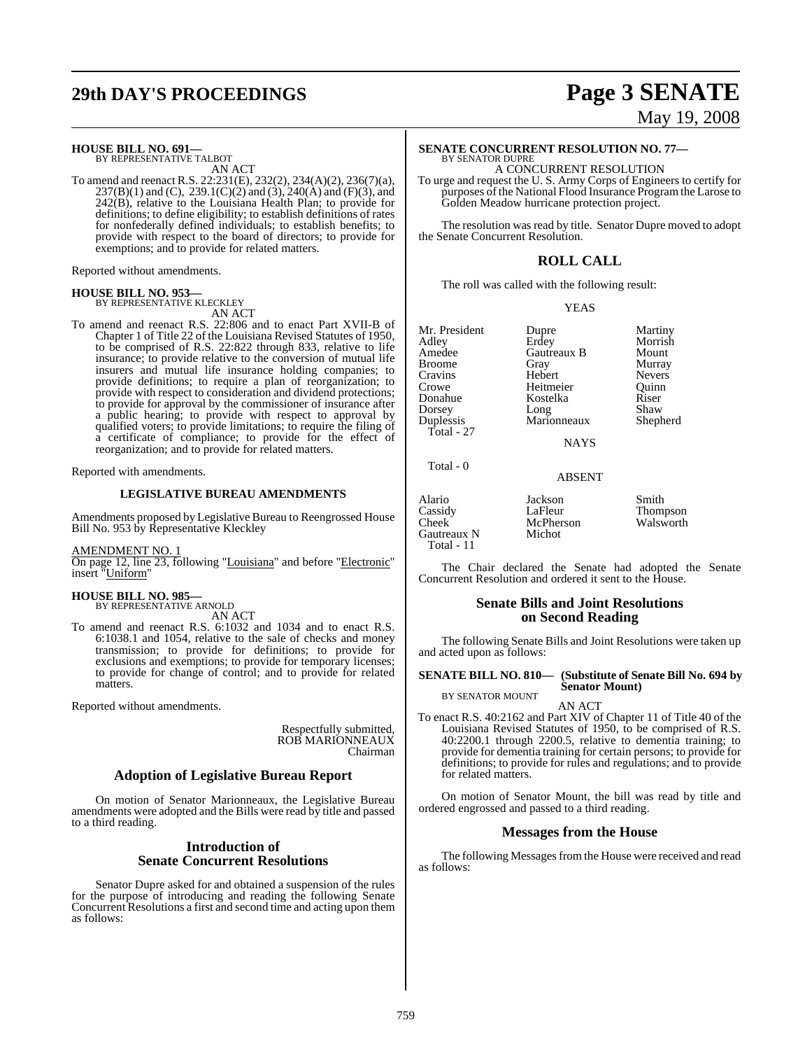**HOUSE BILL NO. 691—**
BY REPRESENTATIVE TALBOT

AN ACT

To amend and reenact R.S. 22:231(E), 232(2), 234(A)(2), 236(7)(a), 237(B)(1) and (C), 239.1(C)(2) and (3), 240(A) and (F)(3), and 242(B), relative to the Louisiana Health Plan; to provide for definitions; to define eligibility; to establish definitions of rates for nonfederally defined individuals; to establish benefits; to provide with respect to the board of directors; to provide for exemptions; and to provide for related matters.

Reported without amendments.

**HOUSE BILL NO. 953—**
BY REPRESENTATIVE KLECKLEY

AN ACT

To amend and reenact R.S. 22:806 and to enact Part XVII-B of Chapter 1 of Title 22 of the Louisiana Revised Statutes of 1950, to be comprised of R.S. 22:822 through 833, relative to life insurance; to provide relative to the conversion of mutual life insurers and mutual life insurance holding companies; to provide definitions; to require a plan of reorganization; to provide with respect to consideration and dividend protections; to provide for approval by the commissioner of insurance after a public hearing; to provide with respect to approval by qualified voters; to provide limitations; to require the filing of a certificate of compliance; to provide for the effect of reorganization; and to provide for related matters.

Reported with amendments.

## LEGISLATIVE BUREAU AMENDMENTS

Amendments proposed by Legislative Bureau to Reengrossed House Bill No. 953 by Representative Kleckley

AMENDMENT NO. 1
On page 12, line 23, following "Louisiana" and before "Electronic" insert "Uniform"

**HOUSE BILL NO. 985—**
BY REPRESENTATIVE ARNOLD

AN ACT

To amend and reenact R.S. 6:1032 and 1034 and to enact R.S. 6:1038.1 and 1054, relative to the sale of checks and money transmission; to provide for definitions; to provide for exclusions and exemptions; to provide for temporary licenses; to provide for change of control; and to provide for related matters.

Reported without amendments.

Respectfully submitted,
ROB MARIONNEAUX
Chairman

## Adoption of Legislative Bureau Report

On motion of Senator Marionneaux, the Legislative Bureau amendments were adopted and the Bills were read by title and passed to a third reading.

## Introduction of Senate Concurrent Resolutions

Senator Dupre asked for and obtained a suspension of the rules for the purpose of introducing and reading the following Senate Concurrent Resolutions a first and second time and acting upon them as follows:

**SENATE CONCURRENT RESOLUTION NO. 77—**
BY SENATOR DUPRE

A CONCURRENT RESOLUTION

To urge and request the U. S. Army Corps of Engineers to certify for purposes of the National Flood Insurance Program the Larose to Golden Meadow hurricane protection project.

The resolution was read by title. Senator Dupre moved to adopt the Senate Concurrent Resolution.

## ROLL CALL

The roll was called with the following result:

YEAS

| | | |
|---|---|---|
| Mr. President | Dupre | Martiny |
| Adley | Erdey | Morrish |
| Amedee | Gautreaux B | Mount |
| Broome | Gray | Murray |
| Cravins | Hebert | Nevers |
| Crowe | Heitmeier | Quinn |
| Donahue | Kostelka | Riser |
| Dorsey | Long | Shaw |
| Duplessis | Marionneaux | Shepherd |

Total - 27

NAYS

Total - 0

ABSENT

| | | |
|---|---|---|
| Alario | Jackson | Smith |
| Cassidy | LaFleur | Thompson |
| Cheek | McPherson | Walsworth |
| Gautreaux N | Michot | |

Total - 11

The Chair declared the Senate had adopted the Senate Concurrent Resolution and ordered it sent to the House.

## Senate Bills and Joint Resolutions on Second Reading

The following Senate Bills and Joint Resolutions were taken up and acted upon as follows:

**SENATE BILL NO. 810— (Substitute of Senate Bill No. 694 by Senator Mount)**
BY SENATOR MOUNT

AN ACT

To enact R.S. 40:2162 and Part XIV of Chapter 11 of Title 40 of the Louisiana Revised Statutes of 1950, to be comprised of R.S. 40:2200.1 through 2200.5, relative to dementia training; to provide for dementia training for certain persons; to provide for definitions; to provide for rules and regulations; and to provide for related matters.

On motion of Senator Mount, the bill was read by title and ordered engrossed and passed to a third reading.

## Messages from the House

The following Messages from the House were received and read as follows: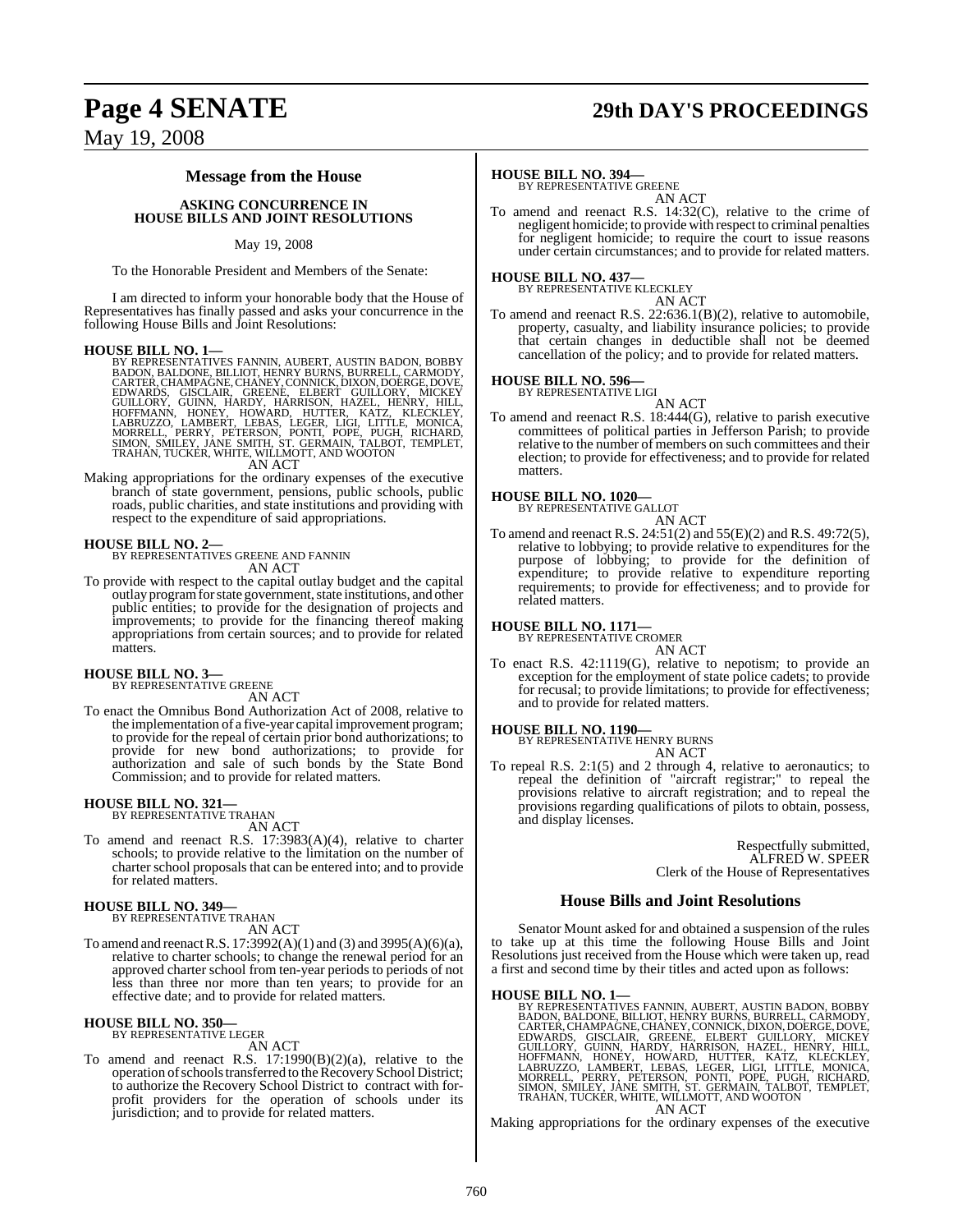## Message from the House

### ASKING CONCURRENCE IN HOUSE BILLS AND JOINT RESOLUTIONS

May 19, 2008

To the Honorable President and Members of the Senate:

I am directed to inform your honorable body that the House of Representatives has finally passed and asks your concurrence in the following House Bills and Joint Resolutions:

**HOUSE BILL NO. 1—**
BY REPRESENTATIVES FANNIN, AUBERT, AUSTIN BADON, BOBBY BADON, BALDONE, BILLIOT, HENRY BURNS, BURRELL, CARMODY, CARTER, CHAMPAGNE, CHANEY, CONNICK, DIXON, DOERGE, DOVE, EDWARDS, GISCLAIR, GREENE, ELBERT GUILLORY, MICKEY GUILLORY, GUINN, HARDY, HARRISON, HAZEL, HENRY, HILL, HOFFMANN, HONEY, HOWARD, HUTTER, KATZ, KLECKLEY, LABRUZZO, LAMBERT, LEBAS, LEGER, LIGI, LITTLE, MONICA, MORRELL, PERRY, PETERSON, PONTI, POPE, PUGH, RICHARD, SIMON, SMILEY, JANE SMITH, ST. GERMAIN, TALBOT, TEMPLET, TRAHAN, TUCKER, WHITE, WILLMOTT, AND WOOTON

AN ACT

Making appropriations for the ordinary expenses of the executive branch of state government, pensions, public schools, public roads, public charities, and state institutions and providing with respect to the expenditure of said appropriations.

**HOUSE BILL NO. 2—**
BY REPRESENTATIVES GREENE AND FANNIN

AN ACT

To provide with respect to the capital outlay budget and the capital outlay program for state government, state institutions, and other public entities; to provide for the designation of projects and improvements; to provide for the financing thereof making appropriations from certain sources; and to provide for related matters.

**HOUSE BILL NO. 3—**
BY REPRESENTATIVE GREENE

AN ACT

To enact the Omnibus Bond Authorization Act of 2008, relative to the implementation of a five-year capital improvement program; to provide for the repeal of certain prior bond authorizations; to provide for new bond authorizations; to provide for authorization and sale of such bonds by the State Bond Commission; and to provide for related matters.

**HOUSE BILL NO. 321—**
BY REPRESENTATIVE TRAHAN

AN ACT

To amend and reenact R.S. 17:3983(A)(4), relative to charter schools; to provide relative to the limitation on the number of charter school proposals that can be entered into; and to provide for related matters.

**HOUSE BILL NO. 349—**
BY REPRESENTATIVE TRAHAN

AN ACT

To amend and reenact R.S. 17:3992(A)(1) and (3) and 3995(A)(6)(a), relative to charter schools; to change the renewal period for an approved charter school from ten-year periods to periods of not less than three nor more than ten years; to provide for an effective date; and to provide for related matters.

**HOUSE BILL NO. 350—**
BY REPRESENTATIVE LEGER

AN ACT

To amend and reenact R.S. 17:1990(B)(2)(a), relative to the operation of schools transferred to the Recovery School District; to authorize the Recovery School District to contract with for-profit providers for the operation of schools under its jurisdiction; and to provide for related matters.

**HOUSE BILL NO. 394—**
BY REPRESENTATIVE GREENE

AN ACT

To amend and reenact R.S. 14:32(C), relative to the crime of negligent homicide; to provide with respect to criminal penalties for negligent homicide; to require the court to issue reasons under certain circumstances; and to provide for related matters.

**HOUSE BILL NO. 437—**
BY REPRESENTATIVE KLECKLEY

AN ACT

To amend and reenact R.S. 22:636.1(B)(2), relative to automobile, property, casualty, and liability insurance policies; to provide that certain changes in deductible shall not be deemed cancellation of the policy; and to provide for related matters.

**HOUSE BILL NO. 596—**
BY REPRESENTATIVE LIGI

AN ACT

To amend and reenact R.S. 18:444(G), relative to parish executive committees of political parties in Jefferson Parish; to provide relative to the number of members on such committees and their election; to provide for effectiveness; and to provide for related matters.

**HOUSE BILL NO. 1020—**
BY REPRESENTATIVE GALLOT

AN ACT

To amend and reenact R.S. 24:51(2) and 55(E)(2) and R.S. 49:72(5), relative to lobbying; to provide relative to expenditures for the purpose of lobbying; to provide for the definition of expenditure; to provide relative to expenditure reporting requirements; to provide for effectiveness; and to provide for related matters.

**HOUSE BILL NO. 1171—**
BY REPRESENTATIVE CROMER

AN ACT

To enact R.S. 42:1119(G), relative to nepotism; to provide an exception for the employment of state police cadets; to provide for recusal; to provide limitations; to provide for effectiveness; and to provide for related matters.

**HOUSE BILL NO. 1190—**
BY REPRESENTATIVE HENRY BURNS

AN ACT

To repeal R.S. 2:1(5) and 2 through 4, relative to aeronautics; to repeal the definition of "aircraft registrar;" to repeal the provisions relative to aircraft registration; and to repeal the provisions regarding qualifications of pilots to obtain, possess, and display licenses.

Respectfully submitted,
ALFRED W. SPEER
Clerk of the House of Representatives

## House Bills and Joint Resolutions

Senator Mount asked for and obtained a suspension of the rules to take up at this time the following House Bills and Joint Resolutions just received from the House which were taken up, read a first and second time by their titles and acted upon as follows:

**HOUSE BILL NO. 1—**
BY REPRESENTATIVES FANNIN, AUBERT, AUSTIN BADON, BOBBY BADON, BALDONE, BILLIOT, HENRY BURNS, BURRELL, CARMODY, CARTER, CHAMPAGNE, CHANEY, CONNICK, DIXON, DOERGE, DOVE, EDWARDS, GISCLAIR, GREENE, ELBERT GUILLORY, MICKEY GUILLORY, GUINN, HARDY, HARRISON, HAZEL, HENRY, HILL, HOFFMANN, HONEY, HOWARD, HUTTER, KATZ, KLECKLEY, LABRUZZO, LAMBERT, LEBAS, LEGER, LIGI, LITTLE, MONICA, MORRELL, PERRY, PETERSON, PONTI, POPE, PUGH, RICHARD, SIMON, SMILEY, JANE SMITH, ST. GERMAIN, TALBOT, TEMPLET, TRAHAN, TUCKER, WHITE, WILLMOTT, AND WOOTON

AN ACT

Making appropriations for the ordinary expenses of the executive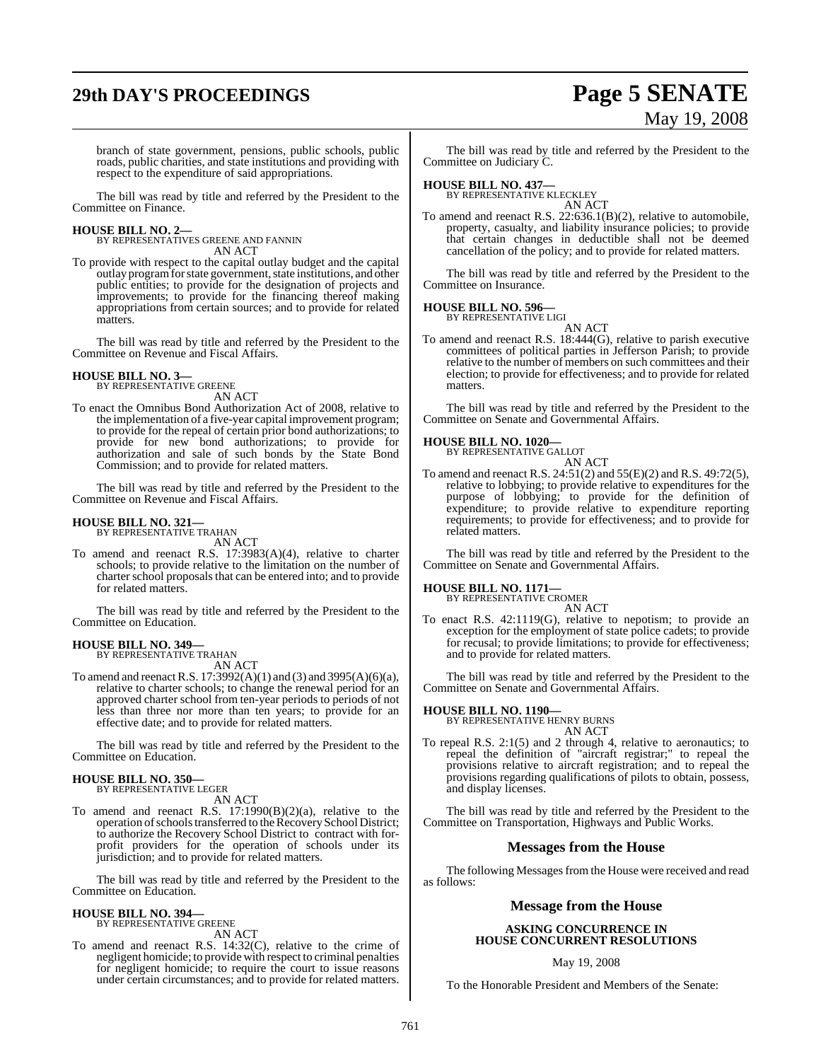branch of state government, pensions, public schools, public roads, public charities, and state institutions and providing with respect to the expenditure of said appropriations.

The bill was read by title and referred by the President to the Committee on Finance.

**HOUSE BILL NO. 2—**
BY REPRESENTATIVES GREENE AND FANNIN
AN ACT

To provide with respect to the capital outlay budget and the capital outlay program for state government, state institutions, and other public entities; to provide for the designation of projects and improvements; to provide for the financing thereof making appropriations from certain sources; and to provide for related matters.

The bill was read by title and referred by the President to the Committee on Revenue and Fiscal Affairs.

**HOUSE BILL NO. 3—**
BY REPRESENTATIVE GREENE
AN ACT

To enact the Omnibus Bond Authorization Act of 2008, relative to the implementation of a five-year capital improvement program; to provide for the repeal of certain prior bond authorizations; to provide for new bond authorizations; to provide for authorization and sale of such bonds by the State Bond Commission; and to provide for related matters.

The bill was read by title and referred by the President to the Committee on Revenue and Fiscal Affairs.

**HOUSE BILL NO. 321—**
BY REPRESENTATIVE TRAHAN
AN ACT

To amend and reenact R.S. 17:3983(A)(4), relative to charter schools; to provide relative to the limitation on the number of charter school proposals that can be entered into; and to provide for related matters.

The bill was read by title and referred by the President to the Committee on Education.

**HOUSE BILL NO. 349—**
BY REPRESENTATIVE TRAHAN
AN ACT

To amend and reenact R.S. 17:3992(A)(1) and (3) and 3995(A)(6)(a), relative to charter schools; to change the renewal period for an approved charter school from ten-year periods to periods of not less than three nor more than ten years; to provide for an effective date; and to provide for related matters.

The bill was read by title and referred by the President to the Committee on Education.

**HOUSE BILL NO. 350—**
BY REPRESENTATIVE LEGER
AN ACT

To amend and reenact R.S. 17:1990(B)(2)(a), relative to the operation of schools transferred to the Recovery School District; to authorize the Recovery School District to contract with for-profit providers for the operation of schools under its jurisdiction; and to provide for related matters.

The bill was read by title and referred by the President to the Committee on Education.

**HOUSE BILL NO. 394—**
BY REPRESENTATIVE GREENE
AN ACT

To amend and reenact R.S. 14:32(C), relative to the crime of negligent homicide; to provide with respect to criminal penalties for negligent homicide; to require the court to issue reasons under certain circumstances; and to provide for related matters.

The bill was read by title and referred by the President to the Committee on Judiciary C.

**HOUSE BILL NO. 437—**
BY REPRESENTATIVE KLECKLEY
AN ACT

To amend and reenact R.S. 22:636.1(B)(2), relative to automobile, property, casualty, and liability insurance policies; to provide that certain changes in deductible shall not be deemed cancellation of the policy; and to provide for related matters.

The bill was read by title and referred by the President to the Committee on Insurance.

**HOUSE BILL NO. 596—**
BY REPRESENTATIVE LIGI
AN ACT

To amend and reenact R.S. 18:444(G), relative to parish executive committees of political parties in Jefferson Parish; to provide relative to the number of members on such committees and their election; to provide for effectiveness; and to provide for related matters.

The bill was read by title and referred by the President to the Committee on Senate and Governmental Affairs.

**HOUSE BILL NO. 1020—**
BY REPRESENTATIVE GALLOT
AN ACT

To amend and reenact R.S. 24:51(2) and 55(E)(2) and R.S. 49:72(5), relative to lobbying; to provide relative to expenditures for the purpose of lobbying; to provide for the definition of expenditure; to provide relative to expenditure reporting requirements; to provide for effectiveness; and to provide for related matters.

The bill was read by title and referred by the President to the Committee on Senate and Governmental Affairs.

**HOUSE BILL NO. 1171—**
BY REPRESENTATIVE CROMER
AN ACT

To enact R.S. 42:1119(G), relative to nepotism; to provide an exception for the employment of state police cadets; to provide for recusal; to provide limitations; to provide for effectiveness; and to provide for related matters.

The bill was read by title and referred by the President to the Committee on Senate and Governmental Affairs.

**HOUSE BILL NO. 1190—**
BY REPRESENTATIVE HENRY BURNS
AN ACT

To repeal R.S. 2:1(5) and 2 through 4, relative to aeronautics; to repeal the definition of "aircraft registrar;" to repeal the provisions relative to aircraft registration; and to repeal the provisions regarding qualifications of pilots to obtain, possess, and display licenses.

The bill was read by title and referred by the President to the Committee on Transportation, Highways and Public Works.

## Messages from the House

The following Messages from the House were received and read as follows:

## Message from the House

**ASKING CONCURRENCE IN HOUSE CONCURRENT RESOLUTIONS**

May 19, 2008

To the Honorable President and Members of the Senate: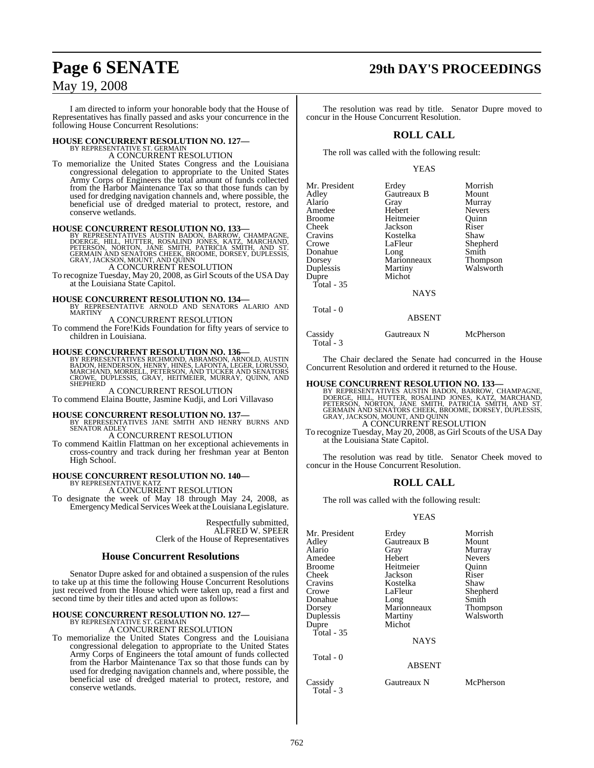I am directed to inform your honorable body that the House of Representatives has finally passed and asks your concurrence in the following House Concurrent Resolutions:

**HOUSE CONCURRENT RESOLUTION NO. 127—**
BY REPRESENTATIVE ST. GERMAIN
A CONCURRENT RESOLUTION

To memorialize the United States Congress and the Louisiana congressional delegation to appropriate to the United States Army Corps of Engineers the total amount of funds collected from the Harbor Maintenance Tax so that those funds can by used for dredging navigation channels and, where possible, the beneficial use of dredged material to protect, restore, and conserve wetlands.

**HOUSE CONCURRENT RESOLUTION NO. 133—**
BY REPRESENTATIVES AUSTIN BADON, BARROW, CHAMPAGNE, DOERGE, HILL, HUTTER, ROSALIND JONES, KATZ, MARCHAND, PETERSON, NORTON, JANE SMITH, PATRICIA SMITH, AND ST. GERMAIN AND SENATORS CHEEK, BROOME, DORSEY, DUPLESSIS, GRAY, JACKSON, MOUNT, AND QUINN
A CONCURRENT RESOLUTION

To recognize Tuesday, May 20, 2008, as Girl Scouts of the USA Day at the Louisiana State Capitol.

**HOUSE CONCURRENT RESOLUTION NO. 134—**
BY REPRESENTATIVE ARNOLD AND SENATORS ALARIO AND MARTINY
A CONCURRENT RESOLUTION

To commend the Fore!Kids Foundation for fifty years of service to children in Louisiana.

**HOUSE CONCURRENT RESOLUTION NO. 136—**
BY REPRESENTATIVES RICHMOND, ABRAMSON, ARNOLD, AUSTIN BADON, HENDERSON, HENRY, HINES, LAFONTA, LEGER, LORUSSO, MARCHAND, MORRELL, PETERSON, AND TUCKER AND SENATORS CROWE, DUPLESSIS, GRAY, HEITMEIER, MURRAY, QUINN, AND SHEPHERD
A CONCURRENT RESOLUTION

To commend Elaina Boutte, Jasmine Kudji, and Lori Villavaso

**HOUSE CONCURRENT RESOLUTION NO. 137—**
BY REPRESENTATIVES JANE SMITH AND HENRY BURNS AND SENATOR ADLEY
A CONCURRENT RESOLUTION

To commend Kaitlin Flattman on her exceptional achievements in cross-country and track during her freshman year at Benton High School.

**HOUSE CONCURRENT RESOLUTION NO. 140—**
BY REPRESENTATIVE KATZ
A CONCURRENT RESOLUTION

To designate the week of May 18 through May 24, 2008, as Emergency Medical Services Week at the Louisiana Legislature.

Respectfully submitted,
ALFRED W. SPEER
Clerk of the House of Representatives

## House Concurrent Resolutions

Senator Dupre asked for and obtained a suspension of the rules to take up at this time the following House Concurrent Resolutions just received from the House which were taken up, read a first and second time by their titles and acted upon as follows:

**HOUSE CONCURRENT RESOLUTION NO. 127—**
BY REPRESENTATIVE ST. GERMAIN
A CONCURRENT RESOLUTION

To memorialize the United States Congress and the Louisiana congressional delegation to appropriate to the United States Army Corps of Engineers the total amount of funds collected from the Harbor Maintenance Tax so that those funds can by used for dredging navigation channels and, where possible, the beneficial use of dredged material to protect, restore, and conserve wetlands.

The resolution was read by title. Senator Dupre moved to concur in the House Concurrent Resolution.

## ROLL CALL

The roll was called with the following result:

YEAS

| | | |
|---|---|---|
| Mr. President | Erdey | Morrish |
| Adley | Gautreaux B | Mount |
| Alario | Gray | Murray |
| Amedee | Hebert | Nevers |
| Broome | Heitmeier | Quinn |
| Cheek | Jackson | Riser |
| Cravins | Kostelka | Shaw |
| Crowe | LaFleur | Shepherd |
| Donahue | Long | Smith |
| Dorsey | Marionneaux | Thompson |
| Duplessis | Martiny | Walsworth |
| Dupre | Michot | |

Total - 35

NAYS

Total - 0

ABSENT

| | | |
|---|---|---|
| Cassidy | Gautreaux N | McPherson |

Total - 3

The Chair declared the Senate had concurred in the House Concurrent Resolution and ordered it returned to the House.

**HOUSE CONCURRENT RESOLUTION NO. 133—**
BY REPRESENTATIVES AUSTIN BADON, BARROW, CHAMPAGNE, DOERGE, HILL, HUTTER, ROSALIND JONES, KATZ, MARCHAND, PETERSON, NORTON, JANE SMITH, PATRICIA SMITH, AND ST. GERMAIN AND SENATORS CHEEK, BROOME, DORSEY, DUPLESSIS, GRAY, JACKSON, MOUNT, AND QUINN
A CONCURRENT RESOLUTION

To recognize Tuesday, May 20, 2008, as Girl Scouts of the USA Day at the Louisiana State Capitol.

The resolution was read by title. Senator Cheek moved to concur in the House Concurrent Resolution.

## ROLL CALL

The roll was called with the following result:

YEAS

| | | |
|---|---|---|
| Mr. President | Erdey | Morrish |
| Adley | Gautreaux B | Mount |
| Alario | Gray | Murray |
| Amedee | Hebert | Nevers |
| Broome | Heitmeier | Quinn |
| Cheek | Jackson | Riser |
| Cravins | Kostelka | Shaw |
| Crowe | LaFleur | Shepherd |
| Donahue | Long | Smith |
| Dorsey | Marionneaux | Thompson |
| Duplessis | Martiny | Walsworth |
| Dupre | Michot | |

Total - 35

NAYS

Total - 0

ABSENT

| | | |
|---|---|---|
| Cassidy | Gautreaux N | McPherson |

Total - 3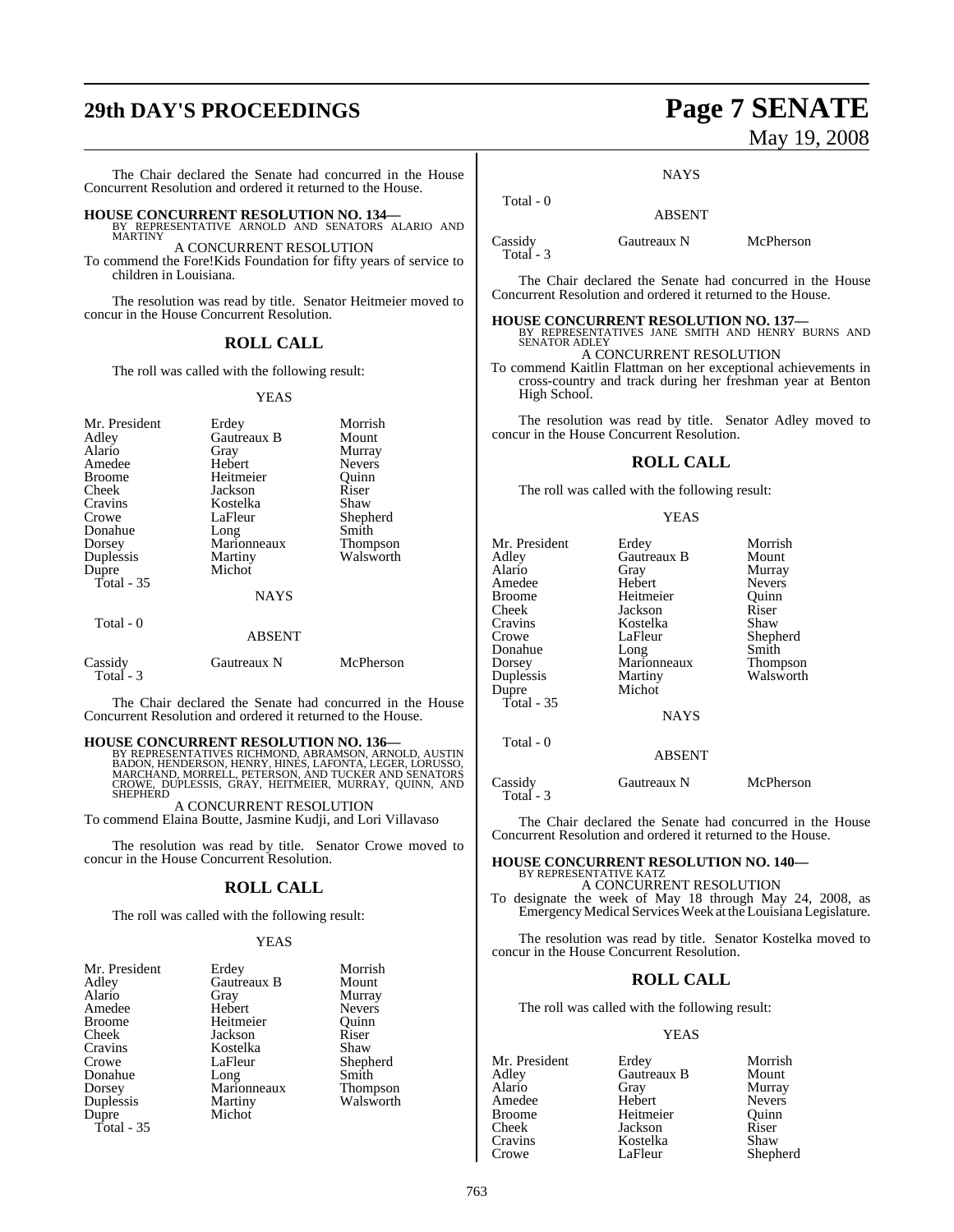The Chair declared the Senate had concurred in the House Concurrent Resolution and ordered it returned to the House.

**HOUSE CONCURRENT RESOLUTION NO. 134—**
BY REPRESENTATIVE ARNOLD AND SENATORS ALARIO AND MARTINY

A CONCURRENT RESOLUTION

To commend the Fore!Kids Foundation for fifty years of service to children in Louisiana.

The resolution was read by title. Senator Heitmeier moved to concur in the House Concurrent Resolution.

## ROLL CALL

The roll was called with the following result:

YEAS

| | | |
|---|---|---|
| Mr. President | Erdey | Morrish |
| Adley | Gautreaux B | Mount |
| Alario | Gray | Murray |
| Amedee | Hebert | Nevers |
| Broome | Heitmeier | Quinn |
| Cheek | Jackson | Riser |
| Cravins | Kostelka | Shaw |
| Crowe | LaFleur | Shepherd |
| Donahue | Long | Smith |
| Dorsey | Marionneaux | Thompson |
| Duplessis | Martiny | Walsworth |
| Dupre | Michot | |

Total - 35

NAYS

Total - 0

ABSENT

| | | |
|---|---|---|
| Cassidy | Gautreaux N | McPherson |

Total - 3

The Chair declared the Senate had concurred in the House Concurrent Resolution and ordered it returned to the House.

**HOUSE CONCURRENT RESOLUTION NO. 136—**
BY REPRESENTATIVES RICHMOND, ABRAMSON, ARNOLD, AUSTIN BADON, HENDERSON, HENRY, HINES, LAFONTA, LEGER, LORUSSO, MARCHAND, MORRELL, PETERSON, AND TUCKER AND SENATORS CROWE, DUPLESSIS, GRAY, HEITMEIER, MURRAY, QUINN, AND SHEPHERD

A CONCURRENT RESOLUTION

To commend Elaina Boutte, Jasmine Kudji, and Lori Villavaso

The resolution was read by title. Senator Crowe moved to concur in the House Concurrent Resolution.

## ROLL CALL

The roll was called with the following result:

YEAS

| | | |
|---|---|---|
| Mr. President | Erdey | Morrish |
| Adley | Gautreaux B | Mount |
| Alario | Gray | Murray |
| Amedee | Hebert | Nevers |
| Broome | Heitmeier | Quinn |
| Cheek | Jackson | Riser |
| Cravins | Kostelka | Shaw |
| Crowe | LaFleur | Shepherd |
| Donahue | Long | Smith |
| Dorsey | Marionneaux | Thompson |
| Duplessis | Martiny | Walsworth |
| Dupre | Michot | |

Total - 35

NAYS

Total - 0

ABSENT

| | | |
|---|---|---|
| Cassidy | Gautreaux N | McPherson |

Total - 3

The Chair declared the Senate had concurred in the House Concurrent Resolution and ordered it returned to the House.

**HOUSE CONCURRENT RESOLUTION NO. 137—**
BY REPRESENTATIVES JANE SMITH AND HENRY BURNS AND SENATOR ADLEY

A CONCURRENT RESOLUTION

To commend Kaitlin Flattman on her exceptional achievements in cross-country and track during her freshman year at Benton High School.

The resolution was read by title. Senator Adley moved to concur in the House Concurrent Resolution.

## ROLL CALL

The roll was called with the following result:

YEAS

| | | |
|---|---|---|
| Mr. President | Erdey | Morrish |
| Adley | Gautreaux B | Mount |
| Alario | Gray | Murray |
| Amedee | Hebert | Nevers |
| Broome | Heitmeier | Quinn |
| Cheek | Jackson | Riser |
| Cravins | Kostelka | Shaw |
| Crowe | LaFleur | Shepherd |
| Donahue | Long | Smith |
| Dorsey | Marionneaux | Thompson |
| Duplessis | Martiny | Walsworth |
| Dupre | Michot | |

Total - 35

NAYS

Total - 0

ABSENT

| | | |
|---|---|---|
| Cassidy | Gautreaux N | McPherson |

Total - 3

The Chair declared the Senate had concurred in the House Concurrent Resolution and ordered it returned to the House.

**HOUSE CONCURRENT RESOLUTION NO. 140—**
BY REPRESENTATIVE KATZ

A CONCURRENT RESOLUTION

To designate the week of May 18 through May 24, 2008, as Emergency Medical Services Week at the Louisiana Legislature.

The resolution was read by title. Senator Kostelka moved to concur in the House Concurrent Resolution.

## ROLL CALL

The roll was called with the following result:

YEAS

| | | |
|---|---|---|
| Mr. President | Erdey | Morrish |
| Adley | Gautreaux B | Mount |
| Alario | Gray | Murray |
| Amedee | Hebert | Nevers |
| Broome | Heitmeier | Quinn |
| Cheek | Jackson | Riser |
| Cravins | Kostelka | Shaw |
| Crowe | LaFleur | Shepherd |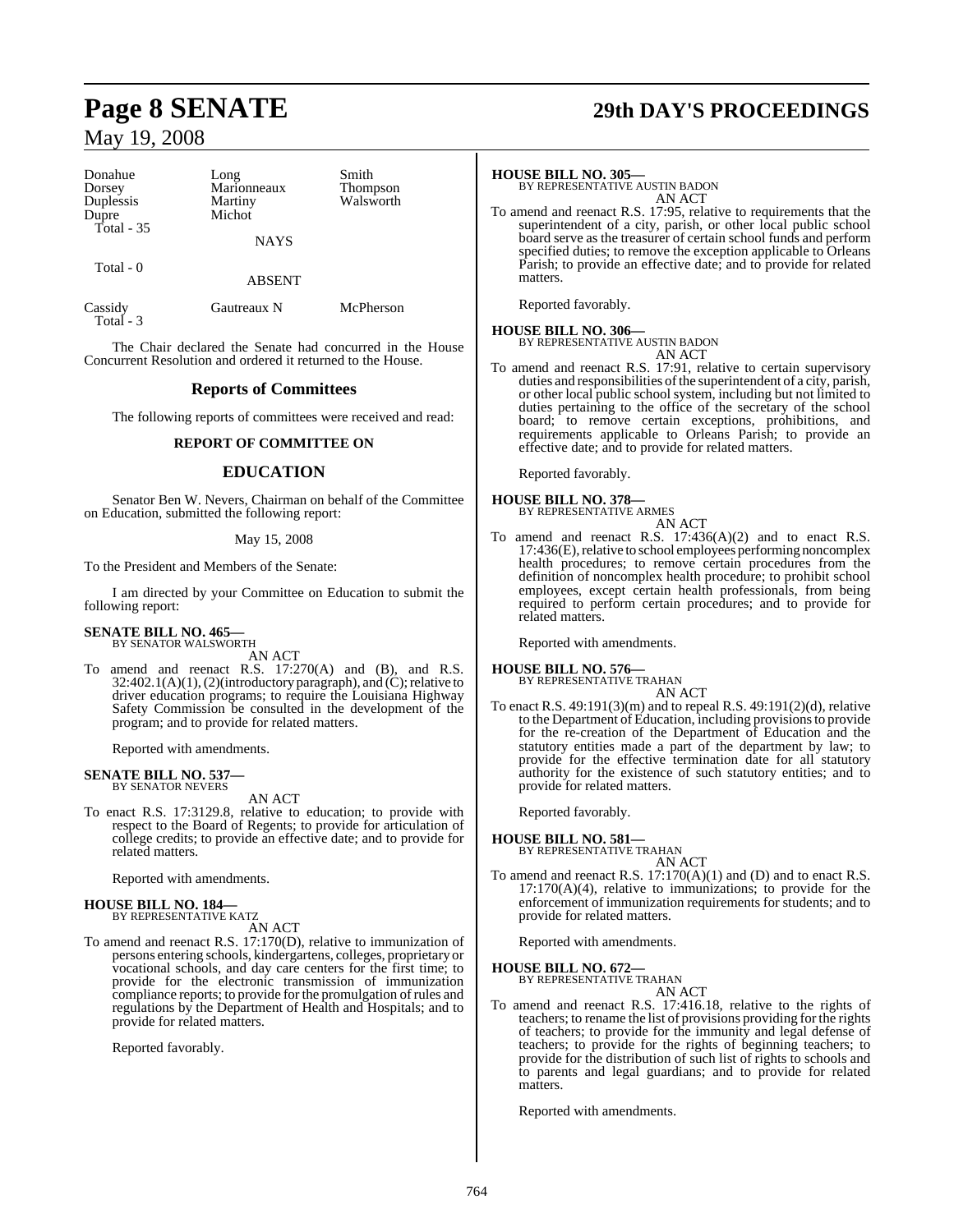| Donahue | Long | Smith |
|---|---|---|
| Dorsey | Marionneaux | Thompson |
| Duplessis | Martiny | Walsworth |
| Dupre | Michot | |

Total - 35

NAYS

Total - 0

ABSENT

| Cassidy | Gautreaux N | McPherson |
|---|---|---|

Total - 3

The Chair declared the Senate had concurred in the House Concurrent Resolution and ordered it returned to the House.

## Reports of Committees

The following reports of committees were received and read:

### REPORT OF COMMITTEE ON

## EDUCATION

Senator Ben W. Nevers, Chairman on behalf of the Committee on Education, submitted the following report:

May 15, 2008

To the President and Members of the Senate:

I am directed by your Committee on Education to submit the following report:

**SENATE BILL NO. 465—**
BY SENATOR WALSWORTH

AN ACT

To amend and reenact R.S. 17:270(A) and (B), and R.S. 32:402.1(A)(1), (2)(introductory paragraph), and (C); relative to driver education programs; to require the Louisiana Highway Safety Commission be consulted in the development of the program; and to provide for related matters.

Reported with amendments.

**SENATE BILL NO. 537—**
BY SENATOR NEVERS

AN ACT

To enact R.S. 17:3129.8, relative to education; to provide with respect to the Board of Regents; to provide for articulation of college credits; to provide an effective date; and to provide for related matters.

Reported with amendments.

**HOUSE BILL NO. 184—**
BY REPRESENTATIVE KATZ

AN ACT

To amend and reenact R.S. 17:170(D), relative to immunization of persons entering schools, kindergartens, colleges, proprietary or vocational schools, and day care centers for the first time; to provide for the electronic transmission of immunization compliance reports; to provide for the promulgation of rules and regulations by the Department of Health and Hospitals; and to provide for related matters.

Reported favorably.

**HOUSE BILL NO. 305—**
BY REPRESENTATIVE AUSTIN BADON

AN ACT

To amend and reenact R.S. 17:95, relative to requirements that the superintendent of a city, parish, or other local public school board serve as the treasurer of certain school funds and perform specified duties; to remove the exception applicable to Orleans Parish; to provide an effective date; and to provide for related matters.

Reported favorably.

**HOUSE BILL NO. 306—**
BY REPRESENTATIVE AUSTIN BADON

AN ACT

To amend and reenact R.S. 17:91, relative to certain supervisory duties and responsibilities of the superintendent of a city, parish, or other local public school system, including but not limited to duties pertaining to the office of the secretary of the school board; to remove certain exceptions, prohibitions, and requirements applicable to Orleans Parish; to provide an effective date; and to provide for related matters.

Reported favorably.

**HOUSE BILL NO. 378—**
BY REPRESENTATIVE ARMES

AN ACT

To amend and reenact R.S. 17:436(A)(2) and to enact R.S. 17:436(E), relative to school employees performing noncomplex health procedures; to remove certain procedures from the definition of noncomplex health procedure; to prohibit school employees, except certain health professionals, from being required to perform certain procedures; and to provide for related matters.

Reported with amendments.

**HOUSE BILL NO. 576—**
BY REPRESENTATIVE TRAHAN

AN ACT

To enact R.S. 49:191(3)(m) and to repeal R.S. 49:191(2)(d), relative to the Department of Education, including provisions to provide for the re-creation of the Department of Education and the statutory entities made a part of the department by law; to provide for the effective termination date for all statutory authority for the existence of such statutory entities; and to provide for related matters.

Reported favorably.

**HOUSE BILL NO. 581—**
BY REPRESENTATIVE TRAHAN

AN ACT

To amend and reenact R.S. 17:170(A)(1) and (D) and to enact R.S. 17:170(A)(4), relative to immunizations; to provide for the enforcement of immunization requirements for students; and to provide for related matters.

Reported with amendments.

**HOUSE BILL NO. 672—**
BY REPRESENTATIVE TRAHAN

AN ACT

To amend and reenact R.S. 17:416.18, relative to the rights of teachers; to rename the list of provisions providing for the rights of teachers; to provide for the immunity and legal defense of teachers; to provide for the rights of beginning teachers; to provide for the distribution of such list of rights to schools and to parents and legal guardians; and to provide for related matters.

Reported with amendments.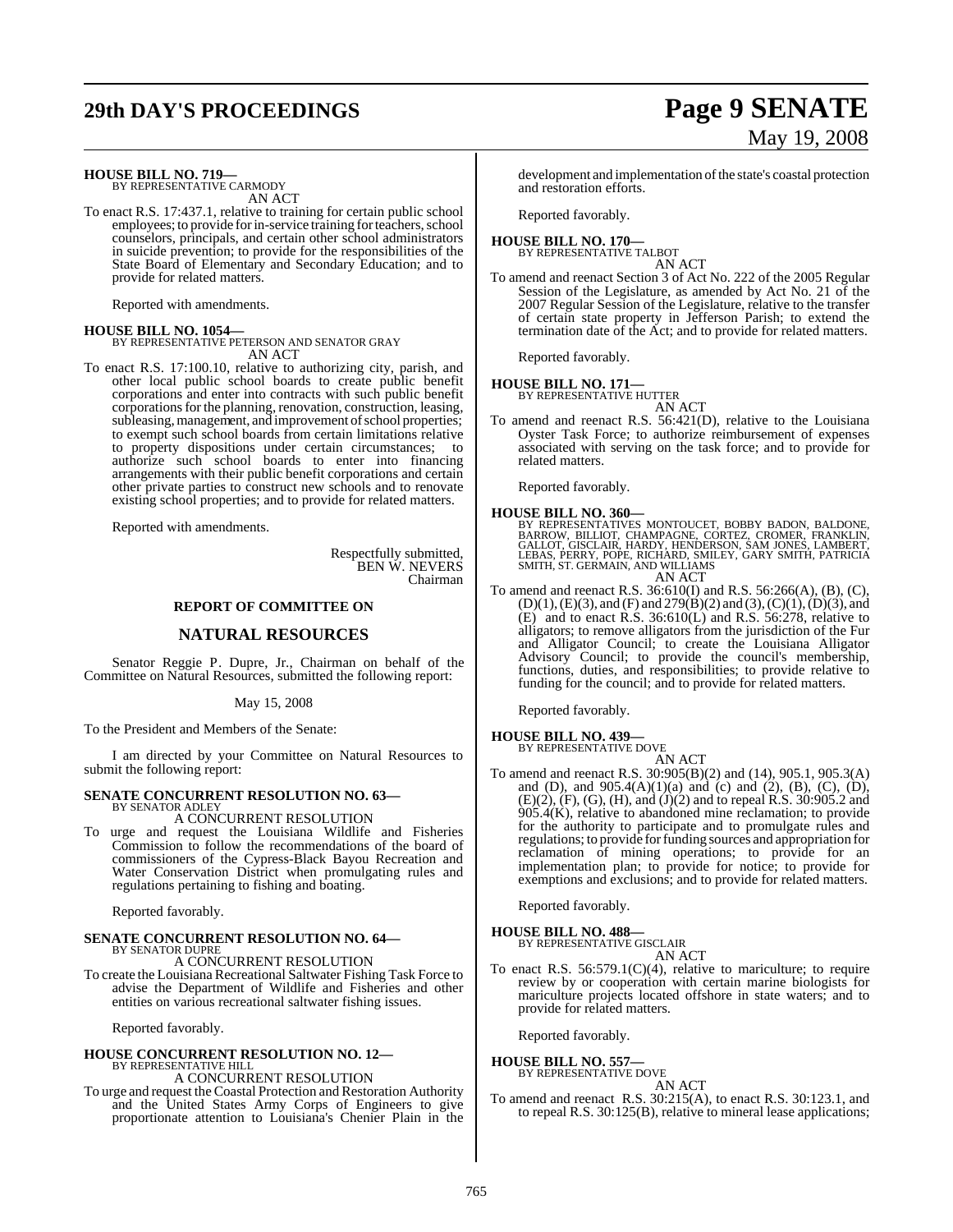**HOUSE BILL NO. 719—**
BY REPRESENTATIVE CARMODY

AN ACT

To enact R.S. 17:437.1, relative to training for certain public school employees; to provide for in-service training for teachers, school counselors, principals, and certain other school administrators in suicide prevention; to provide for the responsibilities of the State Board of Elementary and Secondary Education; and to provide for related matters.

Reported with amendments.

**HOUSE BILL NO. 1054—**
BY REPRESENTATIVE PETERSON AND SENATOR GRAY

AN ACT

To enact R.S. 17:100.10, relative to authorizing city, parish, and other local public school boards to create public benefit corporations and enter into contracts with such public benefit corporations for the planning, renovation, construction, leasing, subleasing, management, and improvement of school properties; to exempt such school boards from certain limitations relative to property dispositions under certain circumstances; to authorize such school boards to enter into financing arrangements with their public benefit corporations and certain other private parties to construct new schools and to renovate existing school properties; and to provide for related matters.

Reported with amendments.

Respectfully submitted,
BEN W. NEVERS
Chairman

## REPORT OF COMMITTEE ON

## NATURAL RESOURCES

Senator Reggie P. Dupre, Jr., Chairman on behalf of the Committee on Natural Resources, submitted the following report:

May 15, 2008

To the President and Members of the Senate:

I am directed by your Committee on Natural Resources to submit the following report:

**SENATE CONCURRENT RESOLUTION NO. 63—**
BY SENATOR ADLEY

A CONCURRENT RESOLUTION

To urge and request the Louisiana Wildlife and Fisheries Commission to follow the recommendations of the board of commissioners of the Cypress-Black Bayou Recreation and Water Conservation District when promulgating rules and regulations pertaining to fishing and boating.

Reported favorably.

**SENATE CONCURRENT RESOLUTION NO. 64—**
BY SENATOR DUPRE

A CONCURRENT RESOLUTION

To create the Louisiana Recreational Saltwater Fishing Task Force to advise the Department of Wildlife and Fisheries and other entities on various recreational saltwater fishing issues.

Reported favorably.

**HOUSE CONCURRENT RESOLUTION NO. 12—**
BY REPRESENTATIVE HILL

A CONCURRENT RESOLUTION

To urge and request the Coastal Protection and Restoration Authority and the United States Army Corps of Engineers to give proportionate attention to Louisiana's Chenier Plain in the development and implementation of the state's coastal protection and restoration efforts.

Reported favorably.

**HOUSE BILL NO. 170—**
BY REPRESENTATIVE TALBOT

AN ACT

To amend and reenact Section 3 of Act No. 222 of the 2005 Regular Session of the Legislature, as amended by Act No. 21 of the 2007 Regular Session of the Legislature, relative to the transfer of certain state property in Jefferson Parish; to extend the termination date of the Act; and to provide for related matters.

Reported favorably.

**HOUSE BILL NO. 171—**
BY REPRESENTATIVE HUTTER

AN ACT

To amend and reenact R.S. 56:421(D), relative to the Louisiana Oyster Task Force; to authorize reimbursement of expenses associated with serving on the task force; and to provide for related matters.

Reported favorably.

**HOUSE BILL NO. 360—**
BY REPRESENTATIVES MONTOUCET, BOBBY BADON, BALDONE, BARROW, BILLIOT, CHAMPAGNE, CORTEZ, CROMER, FRANKLIN, GALLOT, GISCLAIR, HARDY, HENDERSON, SAM JONES, LAMBERT, LEBAS, PERRY, POPE, RICHARD, SMILEY, GARY SMITH, PATRICIA SMITH, ST. GERMAIN, AND WILLIAMS

AN ACT

To amend and reenact R.S. 36:610(I) and R.S. 56:266(A), (B), (C), (D)(1), (E)(3), and (F) and 279(B)(2) and (3), (C)(1), (D)(3), and (E) and to enact R.S. 36:610(L) and R.S. 56:278, relative to alligators; to remove alligators from the jurisdiction of the Fur and Alligator Council; to create the Louisiana Alligator Advisory Council; to provide the council's membership, functions, duties, and responsibilities; to provide relative to funding for the council; and to provide for related matters.

Reported favorably.

**HOUSE BILL NO. 439—**
BY REPRESENTATIVE DOVE

AN ACT

To amend and reenact R.S. 30:905(B)(2) and (14), 905.1, 905.3(A) and (D), and 905.4(A)(1)(a) and (c) and (2), (B), (C), (D), (E)(2), (F), (G), (H), and (J)(2) and to repeal R.S. 30:905.2 and 905.4(K), relative to abandoned mine reclamation; to provide for the authority to participate and to promulgate rules and regulations; to provide for funding sources and appropriation for reclamation of mining operations; to provide for an implementation plan; to provide for notice; to provide for exemptions and exclusions; and to provide for related matters.

Reported favorably.

**HOUSE BILL NO. 488—**
BY REPRESENTATIVE GISCLAIR

AN ACT

To enact R.S. 56:579.1(C)(4), relative to mariculture; to require review by or cooperation with certain marine biologists for mariculture projects located offshore in state waters; and to provide for related matters.

Reported favorably.

**HOUSE BILL NO. 557—**
BY REPRESENTATIVE DOVE

AN ACT

To amend and reenact R.S. 30:215(A), to enact R.S. 30:123.1, and to repeal R.S. 30:125(B), relative to mineral lease applications;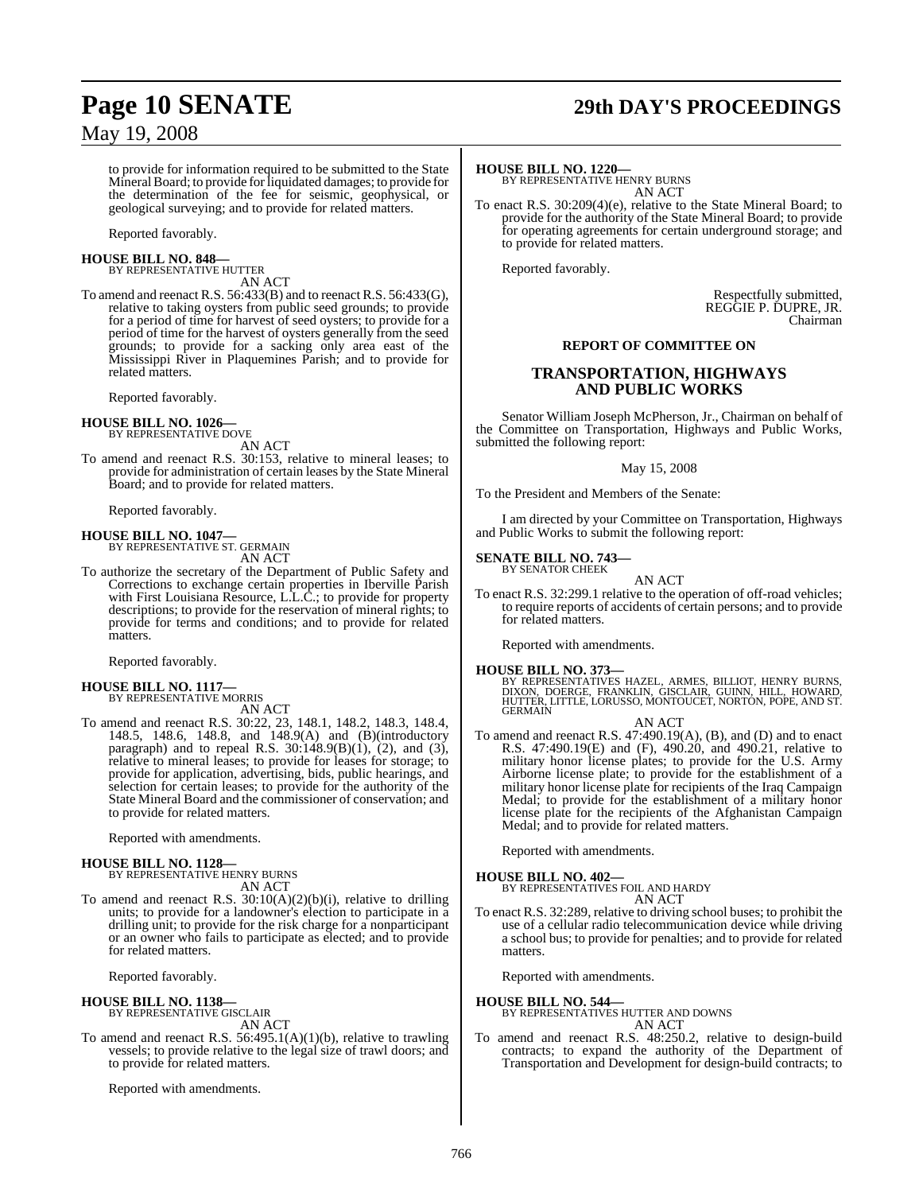to provide for information required to be submitted to the State Mineral Board; to provide for liquidated damages; to provide for the determination of the fee for seismic, geophysical, or geological surveying; and to provide for related matters.

Reported favorably.

**HOUSE BILL NO. 848—**
BY REPRESENTATIVE HUTTER
AN ACT

To amend and reenact R.S. 56:433(B) and to reenact R.S. 56:433(G), relative to taking oysters from public seed grounds; to provide for a period of time for harvest of seed oysters; to provide for a period of time for the harvest of oysters generally from the seed grounds; to provide for a sacking only area east of the Mississippi River in Plaquemines Parish; and to provide for related matters.

Reported favorably.

**HOUSE BILL NO. 1026—**
BY REPRESENTATIVE DOVE
AN ACT

To amend and reenact R.S. 30:153, relative to mineral leases; to provide for administration of certain leases by the State Mineral Board; and to provide for related matters.

Reported favorably.

**HOUSE BILL NO. 1047—**
BY REPRESENTATIVE ST. GERMAIN
AN ACT

To authorize the secretary of the Department of Public Safety and Corrections to exchange certain properties in Iberville Parish with First Louisiana Resource, L.L.C.; to provide for property descriptions; to provide for the reservation of mineral rights; to provide for terms and conditions; and to provide for related matters.

Reported favorably.

**HOUSE BILL NO. 1117—**
BY REPRESENTATIVE MORRIS
AN ACT

To amend and reenact R.S. 30:22, 23, 148.1, 148.2, 148.3, 148.4, 148.5, 148.6, 148.8, and 148.9(A) and (B)(introductory paragraph) and to repeal R.S. 30:148.9(B)(1), (2), and (3), relative to mineral leases; to provide for leases for storage; to provide for application, advertising, bids, public hearings, and selection for certain leases; to provide for the authority of the State Mineral Board and the commissioner of conservation; and to provide for related matters.

Reported with amendments.

**HOUSE BILL NO. 1128—**
BY REPRESENTATIVE HENRY BURNS
AN ACT

To amend and reenact R.S. 30:10(A)(2)(b)(i), relative to drilling units; to provide for a landowner's election to participate in a drilling unit; to provide for the risk charge for a nonparticipant or an owner who fails to participate as elected; and to provide for related matters.

Reported favorably.

**HOUSE BILL NO. 1138—**
BY REPRESENTATIVE GISCLAIR
AN ACT

To amend and reenact R.S. 56:495.1(A)(1)(b), relative to trawling vessels; to provide relative to the legal size of trawl doors; and to provide for related matters.

Reported with amendments.

**HOUSE BILL NO. 1220—**
BY REPRESENTATIVE HENRY BURNS
AN ACT

To enact R.S. 30:209(4)(e), relative to the State Mineral Board; to provide for the authority of the State Mineral Board; to provide for operating agreements for certain underground storage; and to provide for related matters.

Reported favorably.

Respectfully submitted,
REGGIE P. DUPRE, JR.
Chairman

## REPORT OF COMMITTEE ON

## TRANSPORTATION, HIGHWAYS AND PUBLIC WORKS

Senator William Joseph McPherson, Jr., Chairman on behalf of the Committee on Transportation, Highways and Public Works, submitted the following report:

May 15, 2008

To the President and Members of the Senate:

I am directed by your Committee on Transportation, Highways and Public Works to submit the following report:

**SENATE BILL NO. 743—**
BY SENATOR CHEEK
AN ACT

To enact R.S. 32:299.1 relative to the operation of off-road vehicles; to require reports of accidents of certain persons; and to provide for related matters.

Reported with amendments.

**HOUSE BILL NO. 373—**
BY REPRESENTATIVES HAZEL, ARMES, BILLIOT, HENRY BURNS, DIXON, DOERGE, FRANKLIN, GISCLAIR, GUINN, HILL, HOWARD, HUTTER, LITTLE, LORUSSO, MONTOUCET, NORTON, POPE, AND ST. GERMAIN
AN ACT

To amend and reenact R.S. 47:490.19(A), (B), and (D) and to enact R.S. 47:490.19(E) and (F), 490.20, and 490.21, relative to military honor license plates; to provide for the U.S. Army Airborne license plate; to provide for the establishment of a military honor license plate for recipients of the Iraq Campaign Medal; to provide for the establishment of a military honor license plate for the recipients of the Afghanistan Campaign Medal; and to provide for related matters.

Reported with amendments.

**HOUSE BILL NO. 402—**
BY REPRESENTATIVES FOIL AND HARDY
AN ACT

To enact R.S. 32:289, relative to driving school buses; to prohibit the use of a cellular radio telecommunication device while driving a school bus; to provide for penalties; and to provide for related matters.

Reported with amendments.

**HOUSE BILL NO. 544—**
BY REPRESENTATIVES HUTTER AND DOWNS
AN ACT

To amend and reenact R.S. 48:250.2, relative to design-build contracts; to expand the authority of the Department of Transportation and Development for design-build contracts; to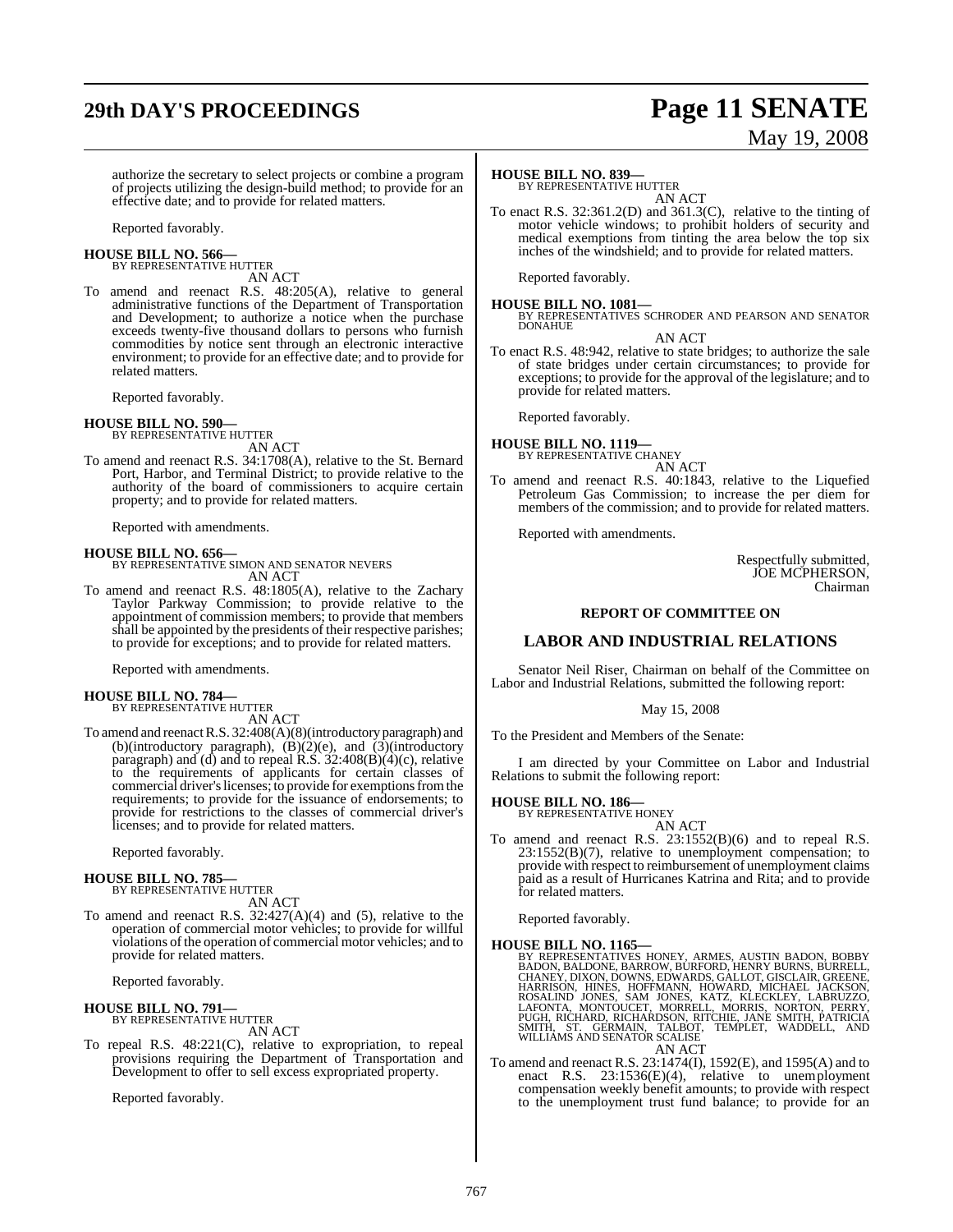authorize the secretary to select projects or combine a program of projects utilizing the design-build method; to provide for an effective date; and to provide for related matters.

Reported favorably.

**HOUSE BILL NO. 566—**
BY REPRESENTATIVE HUTTER
AN ACT

To amend and reenact R.S. 48:205(A), relative to general administrative functions of the Department of Transportation and Development; to authorize a notice when the purchase exceeds twenty-five thousand dollars to persons who furnish commodities by notice sent through an electronic interactive environment; to provide for an effective date; and to provide for related matters.

Reported favorably.

**HOUSE BILL NO. 590—**
BY REPRESENTATIVE HUTTER
AN ACT

To amend and reenact R.S. 34:1708(A), relative to the St. Bernard Port, Harbor, and Terminal District; to provide relative to the authority of the board of commissioners to acquire certain property; and to provide for related matters.

Reported with amendments.

**HOUSE BILL NO. 656—**
BY REPRESENTATIVE SIMON AND SENATOR NEVERS
AN ACT

To amend and reenact R.S. 48:1805(A), relative to the Zachary Taylor Parkway Commission; to provide relative to the appointment of commission members; to provide that members shall be appointed by the presidents of their respective parishes; to provide for exceptions; and to provide for related matters.

Reported with amendments.

**HOUSE BILL NO. 784—**
BY REPRESENTATIVE HUTTER
AN ACT

To amend and reenact R.S. 32:408(A)(8)(introductory paragraph) and (b)(introductory paragraph), (B)(2)(e), and (3)(introductory paragraph) and (d) and to repeal R.S. 32:408(B)(4)(c), relative to the requirements of applicants for certain classes of commercial driver's licenses; to provide for exemptions from the requirements; to provide for the issuance of endorsements; to provide for restrictions to the classes of commercial driver's licenses; and to provide for related matters.

Reported favorably.

**HOUSE BILL NO. 785—**
BY REPRESENTATIVE HUTTER
AN ACT

To amend and reenact R.S. 32:427(A)(4) and (5), relative to the operation of commercial motor vehicles; to provide for willful violations of the operation of commercial motor vehicles; and to provide for related matters.

Reported favorably.

**HOUSE BILL NO. 791—**
BY REPRESENTATIVE HUTTER
AN ACT

To repeal R.S. 48:221(C), relative to expropriation, to repeal provisions requiring the Department of Transportation and Development to offer to sell excess expropriated property.

Reported favorably.

**HOUSE BILL NO. 839—**
BY REPRESENTATIVE HUTTER
AN ACT

To enact R.S. 32:361.2(D) and 361.3(C), relative to the tinting of motor vehicle windows; to prohibit holders of security and medical exemptions from tinting the area below the top six inches of the windshield; and to provide for related matters.

Reported favorably.

**HOUSE BILL NO. 1081—**
BY REPRESENTATIVES SCHRODER AND PEARSON AND SENATOR DONAHUE
AN ACT

To enact R.S. 48:942, relative to state bridges; to authorize the sale of state bridges under certain circumstances; to provide for exceptions; to provide for the approval of the legislature; and to provide for related matters.

Reported favorably.

**HOUSE BILL NO. 1119—**
BY REPRESENTATIVE CHANEY
AN ACT

To amend and reenact R.S. 40:1843, relative to the Liquefied Petroleum Gas Commission; to increase the per diem for members of the commission; and to provide for related matters.

Reported with amendments.

Respectfully submitted,
JOE MCPHERSON,
Chairman

**REPORT OF COMMITTEE ON**

## LABOR AND INDUSTRIAL RELATIONS

Senator Neil Riser, Chairman on behalf of the Committee on Labor and Industrial Relations, submitted the following report:

May 15, 2008

To the President and Members of the Senate:

I am directed by your Committee on Labor and Industrial Relations to submit the following report:

**HOUSE BILL NO. 186—**
BY REPRESENTATIVE HONEY
AN ACT

To amend and reenact R.S. 23:1552(B)(6) and to repeal R.S. 23:1552(B)(7), relative to unemployment compensation; to provide with respect to reimbursement of unemployment claims paid as a result of Hurricanes Katrina and Rita; and to provide for related matters.

Reported favorably.

**HOUSE BILL NO. 1165—**
BY REPRESENTATIVES HONEY, ARMES, AUSTIN BADON, BOBBY BADON, BALDONE, BARROW, BURFORD, HENRY BURNS, BURRELL, CHANEY, DIXON, DOWNS, EDWARDS, GALLOT, GISCLAIR, GREENE, HARRISON, HINES, HOFFMANN, HOWARD, MICHAEL JACKSON, ROSALIND JONES, SAM JONES, KATZ, KLECKLEY, LABRUZZO, LAFONTA, MONTOUCET, MORRELL, MORRIS, NORTON, PERRY, PUGH, RICHARD, RICHARDSON, RITCHIE, JANE SMITH, PATRICIA SMITH, ST. GERMAIN, TALBOT, TEMPLET, WADDELL, AND WILLIAMS AND SENATOR SCALISE
AN ACT

To amend and reenact R.S. 23:1474(I), 1592(E), and 1595(A) and to enact R.S. 23:1536(E)(4), relative to unemployment compensation weekly benefit amounts; to provide with respect to the unemployment trust fund balance; to provide for an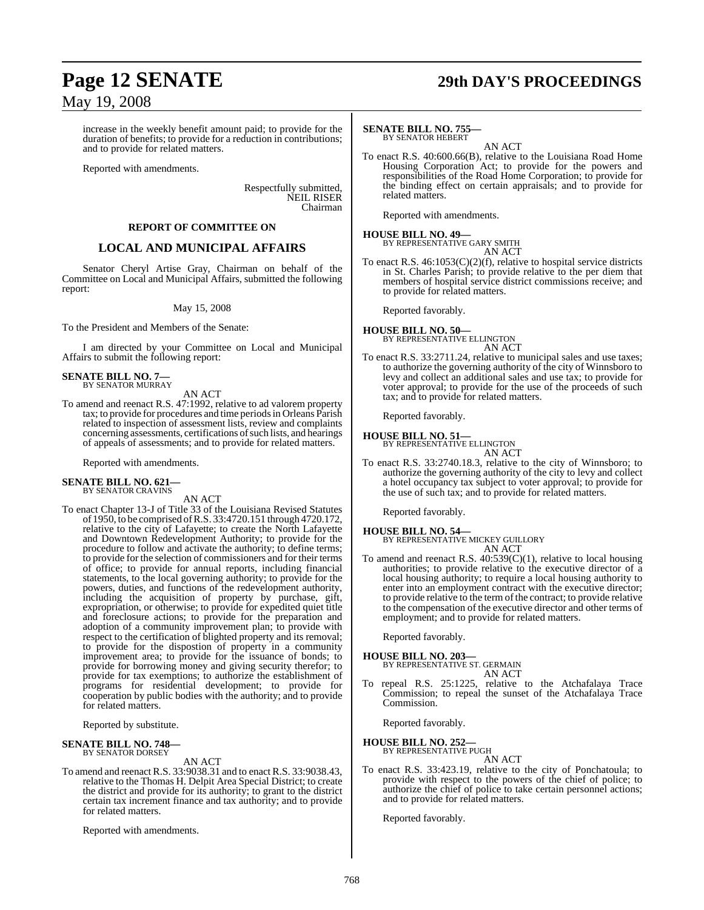increase in the weekly benefit amount paid; to provide for the duration of benefits; to provide for a reduction in contributions; and to provide for related matters.

Reported with amendments.

Respectfully submitted,
NEIL RISER
Chairman

## REPORT OF COMMITTEE ON

## LOCAL AND MUNICIPAL AFFAIRS

Senator Cheryl Artise Gray, Chairman on behalf of the Committee on Local and Municipal Affairs, submitted the following report:

May 15, 2008

To the President and Members of the Senate:

I am directed by your Committee on Local and Municipal Affairs to submit the following report:

**SENATE BILL NO. 7—**
BY SENATOR MURRAY

AN ACT

To amend and reenact R.S. 47:1992, relative to ad valorem property tax; to provide for procedures and time periods in Orleans Parish related to inspection of assessment lists, review and complaints concerning assessments, certifications of such lists, and hearings of appeals of assessments; and to provide for related matters.

Reported with amendments.

**SENATE BILL NO. 621—**
BY SENATOR CRAVINS

AN ACT

To enact Chapter 13-J of Title 33 of the Louisiana Revised Statutes of 1950, to be comprised of R.S. 33:4720.151 through 4720.172, relative to the city of Lafayette; to create the North Lafayette and Downtown Redevelopment Authority; to provide for the procedure to follow and activate the authority; to define terms; to provide for the selection of commissioners and for their terms of office; to provide for annual reports, including financial statements, to the local governing authority; to provide for the powers, duties, and functions of the redevelopment authority, including the acquisition of property by purchase, gift, expropriation, or otherwise; to provide for expedited quiet title and foreclosure actions; to provide for the preparation and adoption of a community improvement plan; to provide with respect to the certification of blighted property and its removal; to provide for the dispostion of property in a community improvement area; to provide for the issuance of bonds; to provide for borrowing money and giving security therefor; to provide for tax exemptions; to authorize the establishment of programs for residential development; to provide for cooperation by public bodies with the authority; and to provide for related matters.

Reported by substitute.

**SENATE BILL NO. 748—**
BY SENATOR DORSEY

AN ACT

To amend and reenact R.S. 33:9038.31 and to enact R.S. 33:9038.43, relative to the Thomas H. Delpit Area Special District; to create the district and provide for its authority; to grant to the district certain tax increment finance and tax authority; and to provide for related matters.

Reported with amendments.

**SENATE BILL NO. 755—**
BY SENATOR HEBERT

AN ACT

To enact R.S. 40:600.66(B), relative to the Louisiana Road Home Housing Corporation Act; to provide for the powers and responsibilities of the Road Home Corporation; to provide for the binding effect on certain appraisals; and to provide for related matters.

Reported with amendments.

**HOUSE BILL NO. 49—**
BY REPRESENTATIVE GARY SMITH

AN ACT

To enact R.S. 46:1053(C)(2)(f), relative to hospital service districts in St. Charles Parish; to provide relative to the per diem that members of hospital service district commissions receive; and to provide for related matters.

Reported favorably.

**HOUSE BILL NO. 50—**
BY REPRESENTATIVE ELLINGTON

AN ACT

To enact R.S. 33:2711.24, relative to municipal sales and use taxes; to authorize the governing authority of the city of Winnsboro to levy and collect an additional sales and use tax; to provide for voter approval; to provide for the use of the proceeds of such tax; and to provide for related matters.

Reported favorably.

**HOUSE BILL NO. 51—**
BY REPRESENTATIVE ELLINGTON

AN ACT

To enact R.S. 33:2740.18.3, relative to the city of Winnsboro; to authorize the governing authority of the city to levy and collect a hotel occupancy tax subject to voter approval; to provide for the use of such tax; and to provide for related matters.

Reported favorably.

**HOUSE BILL NO. 54—**
BY REPRESENTATIVE MICKEY GUILLORY

AN ACT

To amend and reenact R.S. 40:539(C)(1), relative to local housing authorities; to provide relative to the executive director of a local housing authority; to require a local housing authority to enter into an employment contract with the executive director; to provide relative to the term of the contract; to provide relative to the compensation of the executive director and other terms of employment; and to provide for related matters.

Reported favorably.

**HOUSE BILL NO. 203—**
BY REPRESENTATIVE ST. GERMAIN

AN ACT

To repeal R.S. 25:1225, relative to the Atchafalaya Trace Commission; to repeal the sunset of the Atchafalaya Trace Commission.

Reported favorably.

**HOUSE BILL NO. 252—**
BY REPRESENTATIVE PUGH

AN ACT

To enact R.S. 33:423.19, relative to the city of Ponchatoula; to provide with respect to the powers of the chief of police; to authorize the chief of police to take certain personnel actions; and to provide for related matters.

Reported favorably.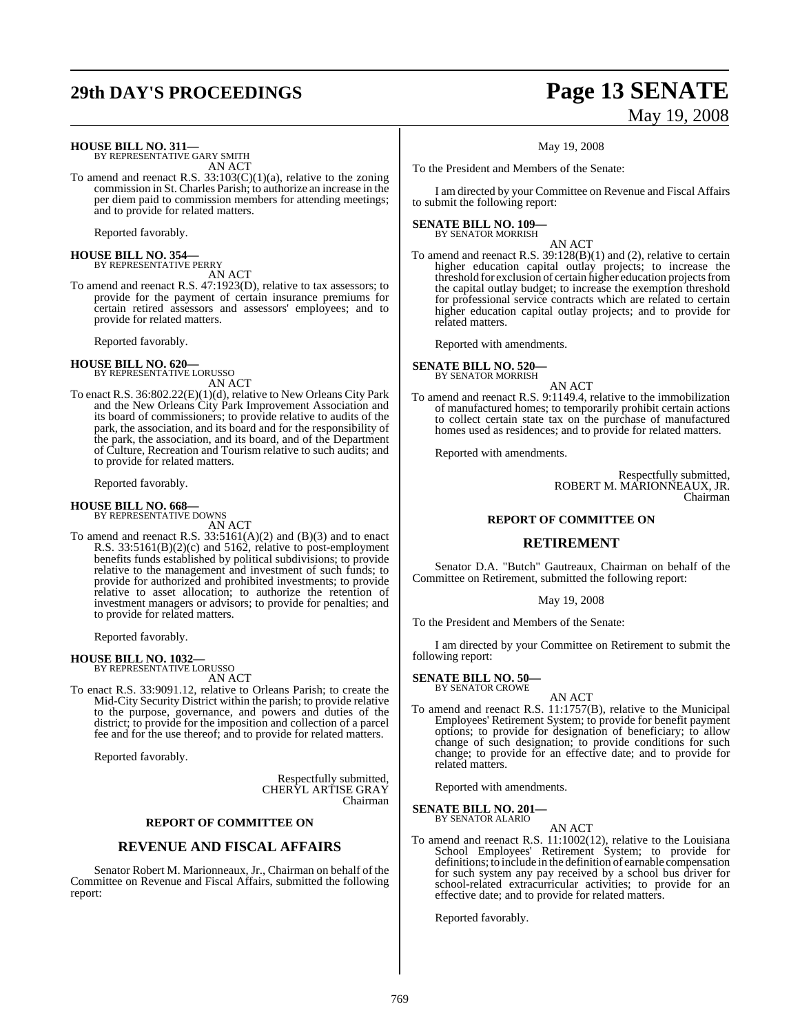**HOUSE BILL NO. 311—**
BY REPRESENTATIVE GARY SMITH

AN ACT

To amend and reenact R.S. 33:103(C)(1)(a), relative to the zoning commission in St. Charles Parish; to authorize an increase in the per diem paid to commission members for attending meetings; and to provide for related matters.

Reported favorably.

**HOUSE BILL NO. 354—**
BY REPRESENTATIVE PERRY

AN ACT

To amend and reenact R.S. 47:1923(D), relative to tax assessors; to provide for the payment of certain insurance premiums for certain retired assessors and assessors' employees; and to provide for related matters.

Reported favorably.

**HOUSE BILL NO. 620—**
BY REPRESENTATIVE LORUSSO

AN ACT

To enact R.S. 36:802.22(E)(1)(d), relative to New Orleans City Park and the New Orleans City Park Improvement Association and its board of commissioners; to provide relative to audits of the park, the association, and its board and for the responsibility of the park, the association, and its board, and of the Department of Culture, Recreation and Tourism relative to such audits; and to provide for related matters.

Reported favorably.

**HOUSE BILL NO. 668—**
BY REPRESENTATIVE DOWNS

AN ACT

To amend and reenact R.S. 33:5161(A)(2) and (B)(3) and to enact R.S. 33:5161(B)(2)(c) and 5162, relative to post-employment benefits funds established by political subdivisions; to provide relative to the management and investment of such funds; to provide for authorized and prohibited investments; to provide relative to asset allocation; to authorize the retention of investment managers or advisors; to provide for penalties; and to provide for related matters.

Reported favorably.

**HOUSE BILL NO. 1032—**
BY REPRESENTATIVE LORUSSO

AN ACT

To enact R.S. 33:9091.12, relative to Orleans Parish; to create the Mid-City Security District within the parish; to provide relative to the purpose, governance, and powers and duties of the district; to provide for the imposition and collection of a parcel fee and for the use thereof; and to provide for related matters.

Reported favorably.

Respectfully submitted,
CHERYL ARTISE GRAY
Chairman

**REPORT OF COMMITTEE ON**

## REVENUE AND FISCAL AFFAIRS

Senator Robert M. Marionneaux, Jr., Chairman on behalf of the Committee on Revenue and Fiscal Affairs, submitted the following report:

May 19, 2008

To the President and Members of the Senate:

I am directed by your Committee on Revenue and Fiscal Affairs to submit the following report:

**SENATE BILL NO. 109—**
BY SENATOR MORRISH

AN ACT

To amend and reenact R.S. 39:128(B)(1) and (2), relative to certain higher education capital outlay projects; to increase the threshold for exclusion of certain higher education projects from the capital outlay budget; to increase the exemption threshold for professional service contracts which are related to certain higher education capital outlay projects; and to provide for related matters.

Reported with amendments.

**SENATE BILL NO. 520—**
BY SENATOR MORRISH

AN ACT

To amend and reenact R.S. 9:1149.4, relative to the immobilization of manufactured homes; to temporarily prohibit certain actions to collect certain state tax on the purchase of manufactured homes used as residences; and to provide for related matters.

Reported with amendments.

Respectfully submitted,
ROBERT M. MARIONNEAUX, JR.
Chairman

**REPORT OF COMMITTEE ON**

## RETIREMENT

Senator D.A. "Butch" Gautreaux, Chairman on behalf of the Committee on Retirement, submitted the following report:

May 19, 2008

To the President and Members of the Senate:

I am directed by your Committee on Retirement to submit the following report:

**SENATE BILL NO. 50—**
BY SENATOR CROWE

AN ACT

To amend and reenact R.S. 11:1757(B), relative to the Municipal Employees' Retirement System; to provide for benefit payment options; to provide for designation of beneficiary; to allow change of such designation; to provide conditions for such change; to provide for an effective date; and to provide for related matters.

Reported with amendments.

**SENATE BILL NO. 201—**
BY SENATOR ALARIO

AN ACT

To amend and reenact R.S. 11:1002(12), relative to the Louisiana School Employees' Retirement System; to provide for definitions; to include in the definition of earnable compensation for such system any pay received by a school bus driver for school-related extracurricular activities; to provide for an effective date; and to provide for related matters.

Reported favorably.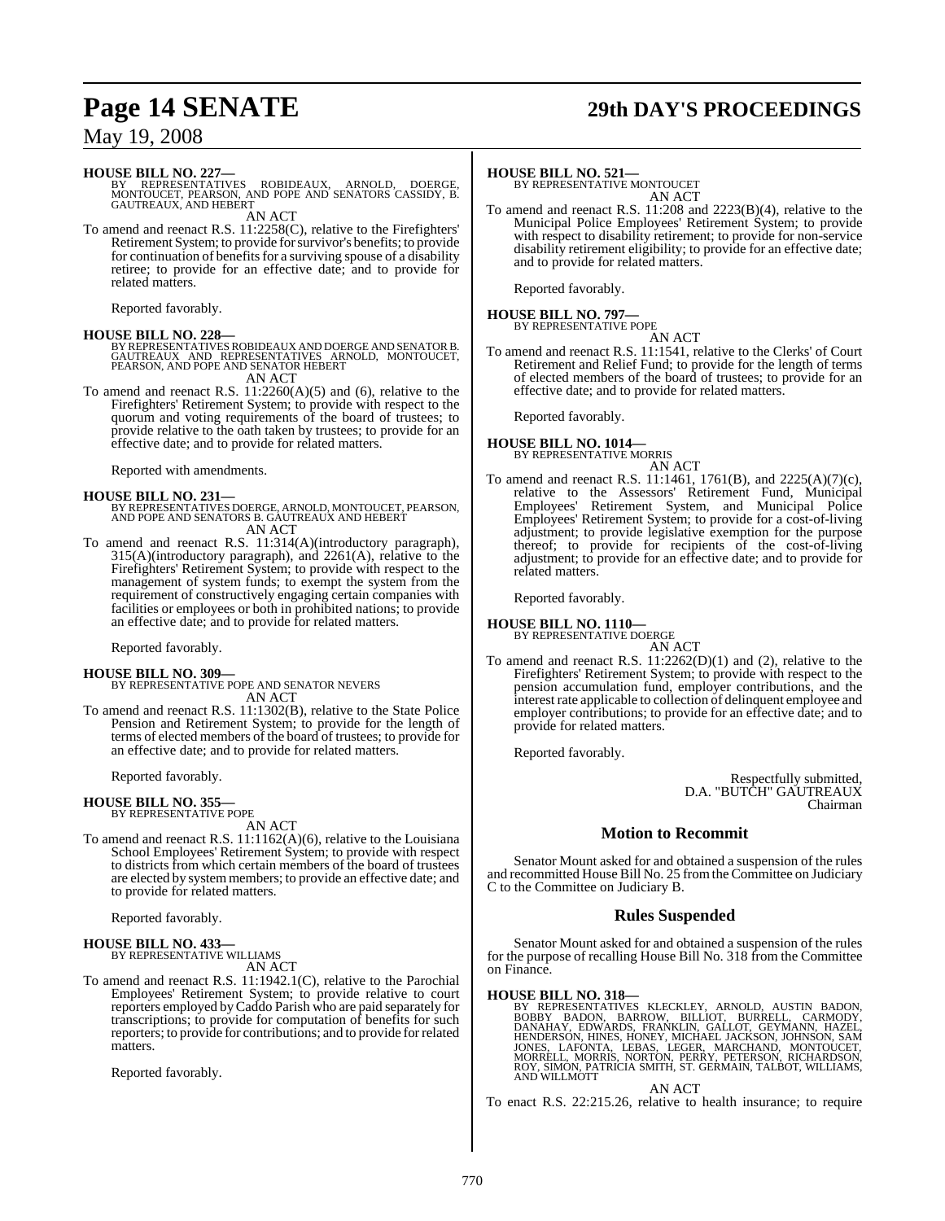**HOUSE BILL NO. 227—**
BY REPRESENTATIVES ROBIDEAUX, ARNOLD, DOERGE, MONTOUCET, PEARSON, AND POPE AND SENATORS CASSIDY, B. GAUTREAUX, AND HEBERT
AN ACT

To amend and reenact R.S. 11:2258(C), relative to the Firefighters' Retirement System; to provide for survivor's benefits; to provide for continuation of benefits for a surviving spouse of a disability retiree; to provide for an effective date; and to provide for related matters.

Reported favorably.

**HOUSE BILL NO. 228—**
BY REPRESENTATIVES ROBIDEAUX AND DOERGE AND SENATOR B. GAUTREAUX AND REPRESENTATIVES ARNOLD, MONTOUCET, PEARSON, AND POPE AND SENATOR HEBERT
AN ACT

To amend and reenact R.S. 11:2260(A)(5) and (6), relative to the Firefighters' Retirement System; to provide with respect to the quorum and voting requirements of the board of trustees; to provide relative to the oath taken by trustees; to provide for an effective date; and to provide for related matters.

Reported with amendments.

**HOUSE BILL NO. 231—**
BY REPRESENTATIVES DOERGE, ARNOLD, MONTOUCET, PEARSON, AND POPE AND SENATORS B. GAUTREAUX AND HEBERT
AN ACT

To amend and reenact R.S. 11:314(A)(introductory paragraph), 315(A)(introductory paragraph), and 2261(A), relative to the Firefighters' Retirement System; to provide with respect to the management of system funds; to exempt the system from the requirement of constructively engaging certain companies with facilities or employees or both in prohibited nations; to provide an effective date; and to provide for related matters.

Reported favorably.

**HOUSE BILL NO. 309—**
BY REPRESENTATIVE POPE AND SENATOR NEVERS
AN ACT

To amend and reenact R.S. 11:1302(B), relative to the State Police Pension and Retirement System; to provide for the length of terms of elected members of the board of trustees; to provide for an effective date; and to provide for related matters.

Reported favorably.

**HOUSE BILL NO. 355—**
BY REPRESENTATIVE POPE
AN ACT

To amend and reenact R.S. 11:1162(A)(6), relative to the Louisiana School Employees' Retirement System; to provide with respect to districts from which certain members of the board of trustees are elected by system members; to provide an effective date; and to provide for related matters.

Reported favorably.

**HOUSE BILL NO. 433—**
BY REPRESENTATIVE WILLIAMS
AN ACT

To amend and reenact R.S. 11:1942.1(C), relative to the Parochial Employees' Retirement System; to provide relative to court reporters employed by Caddo Parish who are paid separately for transcriptions; to provide for computation of benefits for such reporters; to provide for contributions; and to provide for related matters.

Reported favorably.

**HOUSE BILL NO. 521—**
BY REPRESENTATIVE MONTOUCET
AN ACT

To amend and reenact R.S. 11:208 and 2223(B)(4), relative to the Municipal Police Employees' Retirement System; to provide with respect to disability retirement; to provide for non-service disability retirement eligibility; to provide for an effective date; and to provide for related matters.

Reported favorably.

**HOUSE BILL NO. 797—**
BY REPRESENTATIVE POPE
AN ACT

To amend and reenact R.S. 11:1541, relative to the Clerks' of Court Retirement and Relief Fund; to provide for the length of terms of elected members of the board of trustees; to provide for an effective date; and to provide for related matters.

Reported favorably.

**HOUSE BILL NO. 1014—**
BY REPRESENTATIVE MORRIS
AN ACT

To amend and reenact R.S. 11:1461, 1761(B), and 2225(A)(7)(c), relative to the Assessors' Retirement Fund, Municipal Employees' Retirement System, and Municipal Police Employees' Retirement System; to provide for a cost-of-living adjustment; to provide legislative exemption for the purpose thereof; to provide for recipients of the cost-of-living adjustment; to provide for an effective date; and to provide for related matters.

Reported favorably.

**HOUSE BILL NO. 1110—**
BY REPRESENTATIVE DOERGE
AN ACT

To amend and reenact R.S. 11:2262(D)(1) and (2), relative to the Firefighters' Retirement System; to provide with respect to the pension accumulation fund, employer contributions, and the interest rate applicable to collection of delinquent employee and employer contributions; to provide for an effective date; and to provide for related matters.

Reported favorably.

Respectfully submitted,
D.A. "BUTCH" GAUTREAUX
Chairman

## Motion to Recommit

Senator Mount asked for and obtained a suspension of the rules and recommitted House Bill No. 25 from the Committee on Judiciary C to the Committee on Judiciary B.

## Rules Suspended

Senator Mount asked for and obtained a suspension of the rules for the purpose of recalling House Bill No. 318 from the Committee on Finance.

**HOUSE BILL NO. 318—**
BY REPRESENTATIVES KLECKLEY, ARNOLD, AUSTIN BADON, BOBBY BADON, BARROW, BILLIOT, BURRELL, CARMODY, DANAHAY, EDWARDS, FRANKLIN, GALLOT, GEYMANN, HAZEL, HENDERSON, HINES, HONEY, MICHAEL JACKSON, JOHNSON, SAM JONES, LAFONTA, LEBAS, LEGER, MARCHAND, MONTOUCET, MORRELL, MORRIS, NORTON, PERRY, PETERSON, RICHARDSON, ROY, SIMON, PATRICIA SMITH, ST. GERMAIN, TALBOT, WILLIAMS, AND WILLMOTT
AN ACT

To enact R.S. 22:215.26, relative to health insurance; to require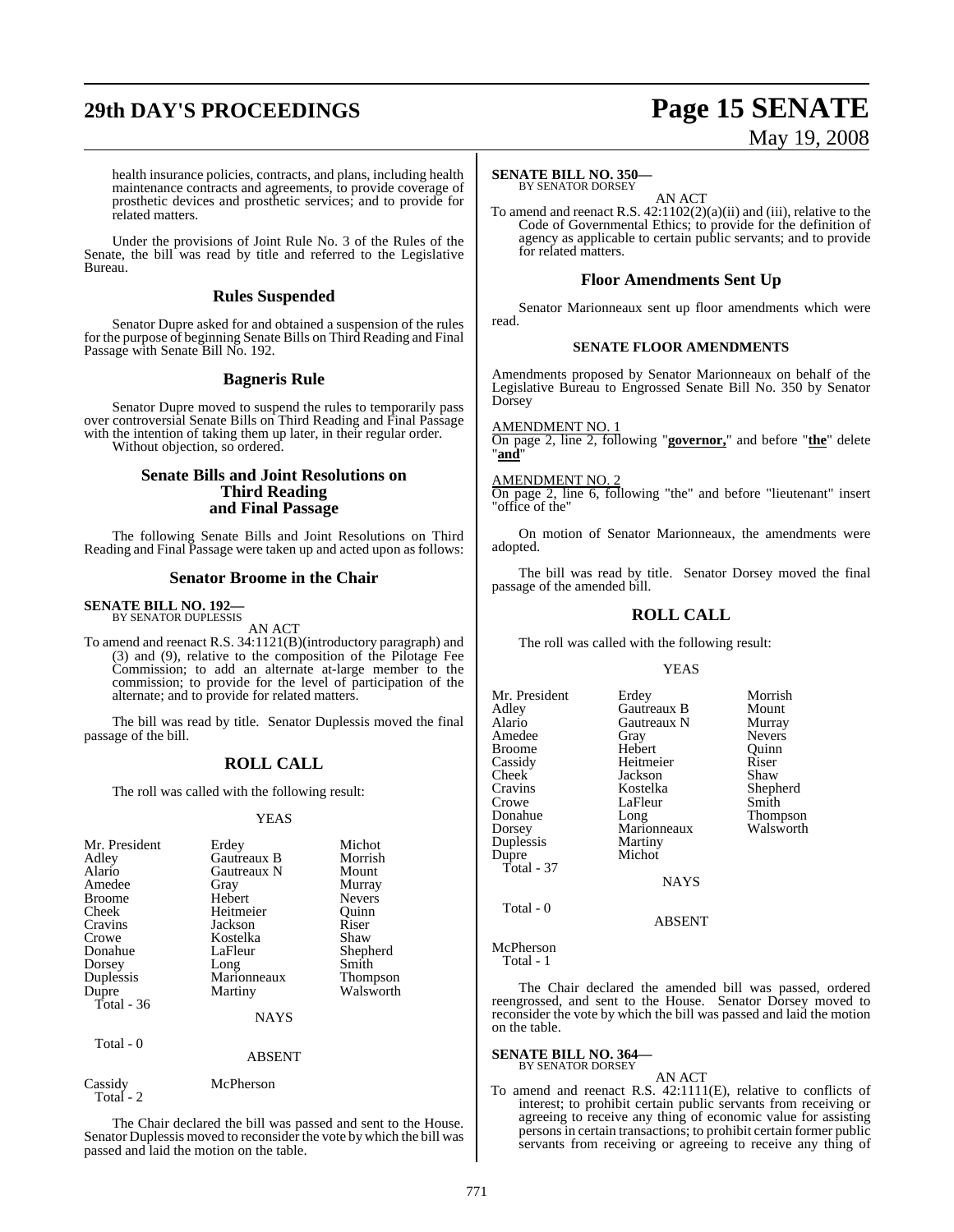health insurance policies, contracts, and plans, including health maintenance contracts and agreements, to provide coverage of prosthetic devices and prosthetic services; and to provide for related matters.

Under the provisions of Joint Rule No. 3 of the Rules of the Senate, the bill was read by title and referred to the Legislative Bureau.

### Rules Suspended

Senator Dupre asked for and obtained a suspension of the rules for the purpose of beginning Senate Bills on Third Reading and Final Passage with Senate Bill No. 192.

### Bagneris Rule

Senator Dupre moved to suspend the rules to temporarily pass over controversial Senate Bills on Third Reading and Final Passage with the intention of taking them up later, in their regular order.

Without objection, so ordered.

### Senate Bills and Joint Resolutions on Third Reading and Final Passage

The following Senate Bills and Joint Resolutions on Third Reading and Final Passage were taken up and acted upon as follows:

### Senator Broome in the Chair

**SENATE BILL NO. 192—**
BY SENATOR DUPLESSIS

AN ACT

To amend and reenact R.S. 34:1121(B)(introductory paragraph) and (3) and (9), relative to the composition of the Pilotage Fee Commission; to add an alternate at-large member to the commission; to provide for the level of participation of the alternate; and to provide for related matters.

The bill was read by title. Senator Duplessis moved the final passage of the bill.

### ROLL CALL

The roll was called with the following result:

YEAS

| | | |
|---|---|---|
| Mr. President | Erdey | Michot |
| Adley | Gautreaux B | Morrish |
| Alario | Gautreaux N | Mount |
| Amedee | Gray | Murray |
| Broome | Hebert | Nevers |
| Cheek | Heitmeier | Quinn |
| Cravins | Jackson | Riser |
| Crowe | Kostelka | Shaw |
| Donahue | LaFleur | Shepherd |
| Dorsey | Long | Smith |
| Duplessis | Marionneaux | Thompson |
| Dupre | Martiny | Walsworth |
| Total - 36 | | |

NAYS

Total - 0

ABSENT

| | |
|---|---|
| Cassidy | McPherson |
| Total - 2 | |

The Chair declared the bill was passed and sent to the House. Senator Duplessis moved to reconsider the vote by which the bill was passed and laid the motion on the table.

**SENATE BILL NO. 350—**
BY SENATOR DORSEY

AN ACT

To amend and reenact R.S. 42:1102(2)(a)(ii) and (iii), relative to the Code of Governmental Ethics; to provide for the definition of agency as applicable to certain public servants; and to provide for related matters.

### Floor Amendments Sent Up

Senator Marionneaux sent up floor amendments which were read.

#### SENATE FLOOR AMENDMENTS

Amendments proposed by Senator Marionneaux on behalf of the Legislative Bureau to Engrossed Senate Bill No. 350 by Senator Dorsey

AMENDMENT NO. 1
On page 2, line 2, following "**governor,**" and before "**the**" delete "**and**"

AMENDMENT NO. 2
On page 2, line 6, following "the" and before "lieutenant" insert "office of the"

On motion of Senator Marionneaux, the amendments were adopted.

The bill was read by title. Senator Dorsey moved the final passage of the amended bill.

### ROLL CALL

The roll was called with the following result:

YEAS

| | | |
|---|---|---|
| Mr. President | Erdey | Morrish |
| Adley | Gautreaux B | Mount |
| Alario | Gautreaux N | Murray |
| Amedee | Gray | Nevers |
| Broome | Hebert | Quinn |
| Cassidy | Heitmeier | Riser |
| Cheek | Jackson | Shaw |
| Cravins | Kostelka | Shepherd |
| Crowe | LaFleur | Smith |
| Donahue | Long | Thompson |
| Dorsey | Marionneaux | Walsworth |
| Duplessis | Martiny | |
| Dupre | Michot | |
| Total - 37 | | |

NAYS

Total - 0

ABSENT

McPherson
Total - 1

The Chair declared the amended bill was passed, ordered reengrossed, and sent to the House. Senator Dorsey moved to reconsider the vote by which the bill was passed and laid the motion on the table.

**SENATE BILL NO. 364—**
BY SENATOR DORSEY

AN ACT

To amend and reenact R.S. 42:1111(E), relative to conflicts of interest; to prohibit certain public servants from receiving or agreeing to receive any thing of economic value for assisting persons in certain transactions; to prohibit certain former public servants from receiving or agreeing to receive any thing of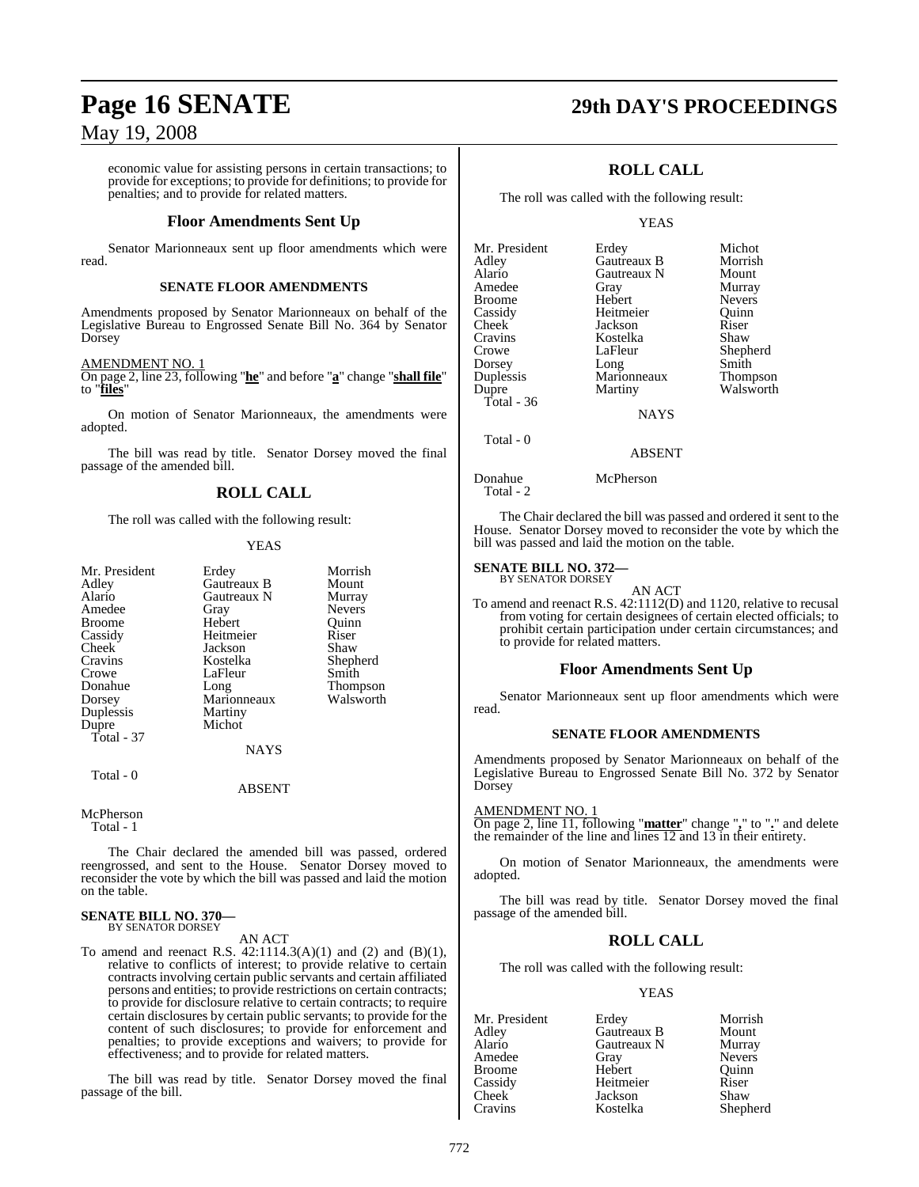economic value for assisting persons in certain transactions; to provide for exceptions; to provide for definitions; to provide for penalties; and to provide for related matters.

## Floor Amendments Sent Up

Senator Marionneaux sent up floor amendments which were read.

### SENATE FLOOR AMENDMENTS

Amendments proposed by Senator Marionneaux on behalf of the Legislative Bureau to Engrossed Senate Bill No. 364 by Senator Dorsey

AMENDMENT NO. 1
On page 2, line 23, following "**he**" and before "**a**" change "**shall file**" to "**files**"

On motion of Senator Marionneaux, the amendments were adopted.

The bill was read by title. Senator Dorsey moved the final passage of the amended bill.

## ROLL CALL

The roll was called with the following result:

YEAS

| | | |
|---|---|---|
| Mr. President | Erdey | Morrish |
| Adley | Gautreaux B | Mount |
| Alario | Gautreaux N | Murray |
| Amedee | Gray | Nevers |
| Broome | Hebert | Quinn |
| Cassidy | Heitmeier | Riser |
| Cheek | Jackson | Shaw |
| Cravins | Kostelka | Shepherd |
| Crowe | LaFleur | Smith |
| Donahue | Long | Thompson |
| Dorsey | Marionneaux | Walsworth |
| Duplessis | Martiny | |
| Dupre | Michot | |

Total - 37

NAYS

Total - 0

ABSENT

McPherson

Total - 1

The Chair declared the amended bill was passed, ordered reengrossed, and sent to the House. Senator Dorsey moved to reconsider the vote by which the bill was passed and laid the motion on the table.

**SENATE BILL NO. 370—**
BY SENATOR DORSEY

AN ACT

To amend and reenact R.S. 42:1114.3(A)(1) and (2) and (B)(1), relative to conflicts of interest; to provide relative to certain contracts involving certain public servants and certain affiliated persons and entities; to provide restrictions on certain contracts; to provide for disclosure relative to certain contracts; to require certain disclosures by certain public servants; to provide for the content of such disclosures; to provide for enforcement and penalties; to provide exceptions and waivers; to provide for effectiveness; and to provide for related matters.

The bill was read by title. Senator Dorsey moved the final passage of the bill.

## ROLL CALL

The roll was called with the following result:

YEAS

| | | |
|---|---|---|
| Mr. President | Erdey | Michot |
| Adley | Gautreaux B | Morrish |
| Alario | Gautreaux N | Mount |
| Amedee | Gray | Murray |
| Broome | Hebert | Nevers |
| Cassidy | Heitmeier | Quinn |
| Cheek | Jackson | Riser |
| Cravins | Kostelka | Shaw |
| Crowe | LaFleur | Shepherd |
| Dorsey | Long | Smith |
| Duplessis | Marionneaux | Thompson |
| Dupre | Martiny | Walsworth |

Total - 36

NAYS

Total - 0

ABSENT

Donahue McPherson

Total - 2

The Chair declared the bill was passed and ordered it sent to the House. Senator Dorsey moved to reconsider the vote by which the bill was passed and laid the motion on the table.

**SENATE BILL NO. 372—**
BY SENATOR DORSEY

AN ACT

To amend and reenact R.S. 42:1112(D) and 1120, relative to recusal from voting for certain designees of certain elected officials; to prohibit certain participation under certain circumstances; and to provide for related matters.

## Floor Amendments Sent Up

Senator Marionneaux sent up floor amendments which were read.

### SENATE FLOOR AMENDMENTS

Amendments proposed by Senator Marionneaux on behalf of the Legislative Bureau to Engrossed Senate Bill No. 372 by Senator Dorsey

AMENDMENT NO. 1
On page 2, line 11, following "**matter**" change "**,**" to "**.**" and delete the remainder of the line and lines 12 and 13 in their entirety.

On motion of Senator Marionneaux, the amendments were adopted.

The bill was read by title. Senator Dorsey moved the final passage of the amended bill.

## ROLL CALL

The roll was called with the following result:

YEAS

| | | |
|---|---|---|
| Mr. President | Erdey | Morrish |
| Adley | Gautreaux B | Mount |
| Alario | Gautreaux N | Murray |
| Amedee | Gray | Nevers |
| Broome | Hebert | Quinn |
| Cassidy | Heitmeier | Riser |
| Cheek | Jackson | Shaw |
| Cravins | Kostelka | Shepherd |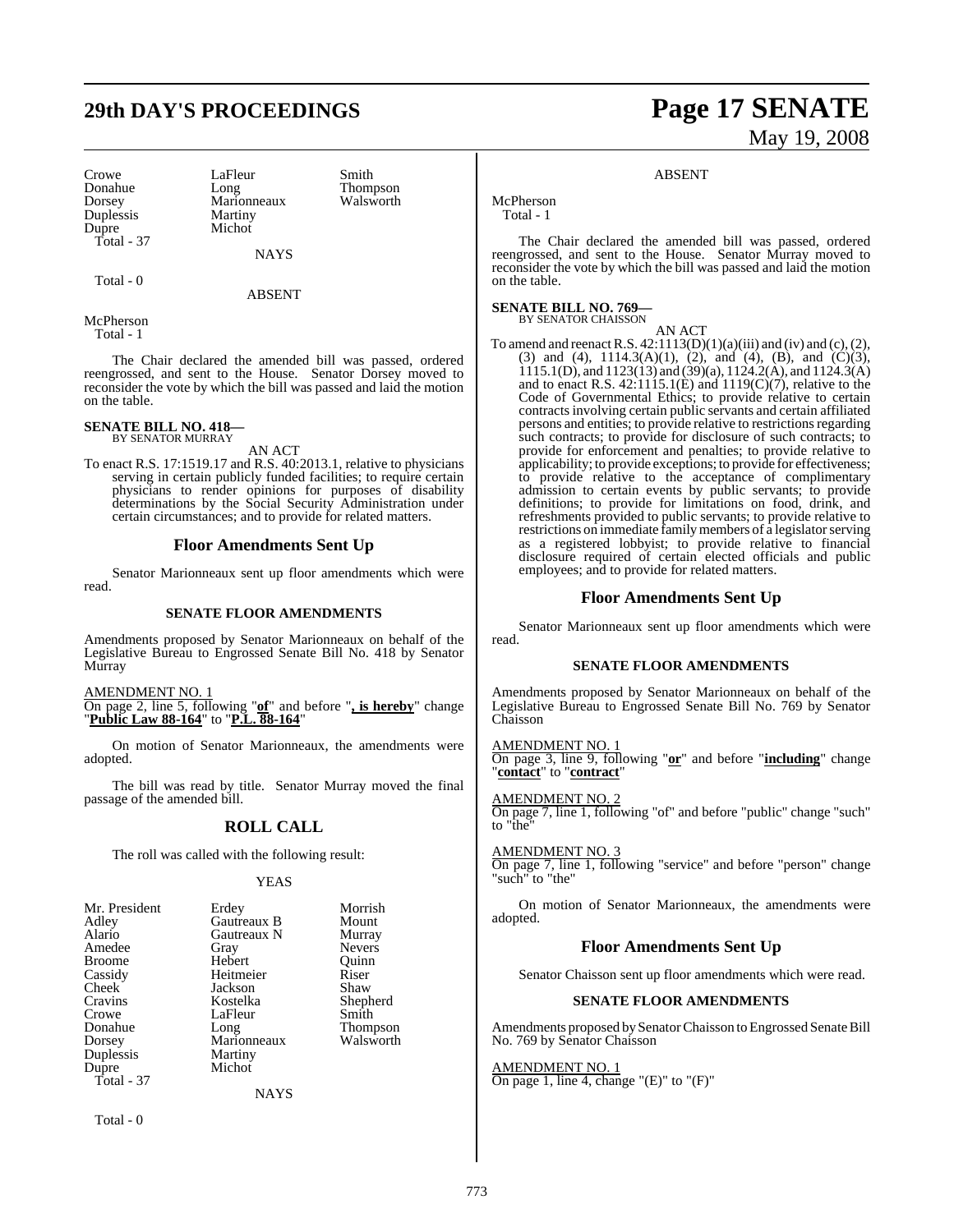| | | |
|---|---|---|
| Crowe | LaFleur | Smith |
| Donahue | Long | Thompson |
| Dorsey | Marionneaux | Walsworth |
| Duplessis | Martiny | |
| Dupre | Michot | |
| Total - 37 | | |

NAYS

Total - 0

ABSENT

McPherson
Total - 1

The Chair declared the amended bill was passed, ordered reengrossed, and sent to the House. Senator Dorsey moved to reconsider the vote by which the bill was passed and laid the motion on the table.

**SENATE BILL NO. 418—**
BY SENATOR MURRAY

AN ACT

To enact R.S. 17:1519.17 and R.S. 40:2013.1, relative to physicians serving in certain publicly funded facilities; to require certain physicians to render opinions for purposes of disability determinations by the Social Security Administration under certain circumstances; and to provide for related matters.

## Floor Amendments Sent Up

Senator Marionneaux sent up floor amendments which were read.

### SENATE FLOOR AMENDMENTS

Amendments proposed by Senator Marionneaux on behalf of the Legislative Bureau to Engrossed Senate Bill No. 418 by Senator Murray

AMENDMENT NO. 1
On page 2, line 5, following "**of**" and before "**, is hereby**" change "**Public Law 88-164**" to "**P.L. 88-164**"

On motion of Senator Marionneaux, the amendments were adopted.

The bill was read by title. Senator Murray moved the final passage of the amended bill.

## ROLL CALL

The roll was called with the following result:

YEAS

| | | |
|---|---|---|
| Mr. President | Erdey | Morrish |
| Adley | Gautreaux B | Mount |
| Alario | Gautreaux N | Murray |
| Amedee | Gray | Nevers |
| Broome | Hebert | Quinn |
| Cassidy | Heitmeier | Riser |
| Cheek | Jackson | Shaw |
| Cravins | Kostelka | Shepherd |
| Crowe | LaFleur | Smith |
| Donahue | Long | Thompson |
| Dorsey | Marionneaux | Walsworth |
| Duplessis | Martiny | |
| Dupre | Michot | |
| Total - 37 | | |

NAYS

Total - 0

ABSENT

McPherson
Total - 1

The Chair declared the amended bill was passed, ordered reengrossed, and sent to the House. Senator Murray moved to reconsider the vote by which the bill was passed and laid the motion on the table.

**SENATE BILL NO. 769—**
BY SENATOR CHAISSON

AN ACT

To amend and reenact R.S. 42:1113(D)(1)(a)(iii) and (iv) and (c), (2), (3) and (4), 1114.3(A)(1), (2), and (4), (B), and (C)(3), 1115.1(D), and 1123(13) and (39)(a), 1124.2(A), and 1124.3(A) and to enact R.S. 42:1115.1(E) and 1119(C)(7), relative to the Code of Governmental Ethics; to provide relative to certain contracts involving certain public servants and certain affiliated persons and entities; to provide relative to restrictions regarding such contracts; to provide for disclosure of such contracts; to provide for enforcement and penalties; to provide relative to applicability; to provide exceptions; to provide for effectiveness; to provide relative to the acceptance of complimentary admission to certain events by public servants; to provide definitions; to provide for limitations on food, drink, and refreshments provided to public servants; to provide relative to restrictions on immediate family members of a legislator serving as a registered lobbyist; to provide relative to financial disclosure required of certain elected officials and public employees; and to provide for related matters.

## Floor Amendments Sent Up

Senator Marionneaux sent up floor amendments which were read.

### SENATE FLOOR AMENDMENTS

Amendments proposed by Senator Marionneaux on behalf of the Legislative Bureau to Engrossed Senate Bill No. 769 by Senator Chaisson

AMENDMENT NO. 1
On page 3, line 9, following "**or**" and before "**including**" change "**contact**" to "**contract**"

AMENDMENT NO. 2
On page 7, line 1, following "of" and before "public" change "such" to "the"

AMENDMENT NO. 3
On page 7, line 1, following "service" and before "person" change "such" to "the"

On motion of Senator Marionneaux, the amendments were adopted.

## Floor Amendments Sent Up

Senator Chaisson sent up floor amendments which were read.

### SENATE FLOOR AMENDMENTS

Amendments proposed by Senator Chaisson to Engrossed Senate Bill No. 769 by Senator Chaisson

AMENDMENT NO. 1
On page 1, line 4, change "(E)" to "(F)"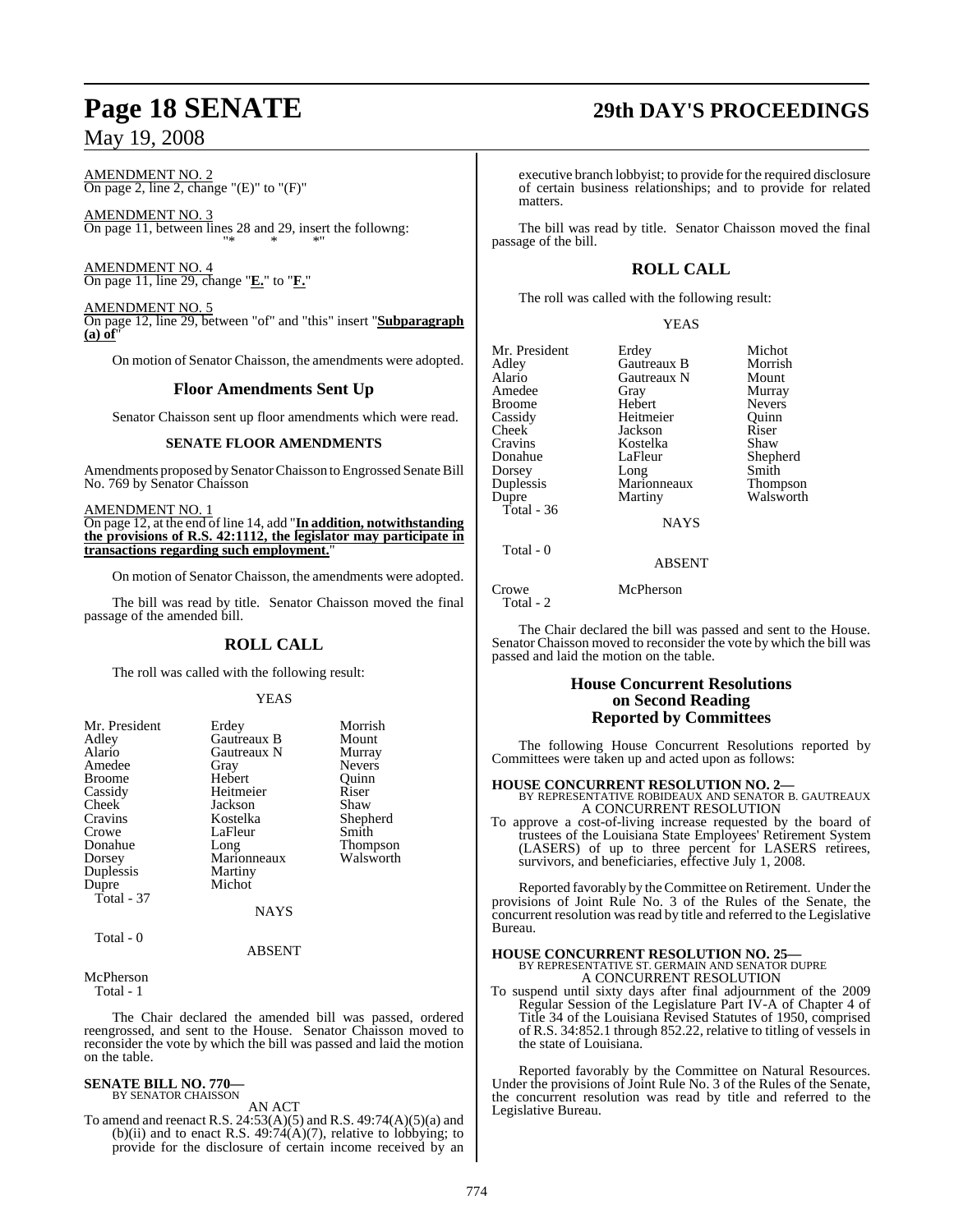AMENDMENT NO. 2
On page 2, line 2, change "(E)" to "(F)"

AMENDMENT NO. 3
On page 11, between lines 28 and 29, insert the followng:
"* * *"

AMENDMENT NO. 4
On page 11, line 29, change "**E.**" to "**F.**"

AMENDMENT NO. 5
On page 12, line 29, between "of" and "this" insert "**Subparagraph (a) of**"

On motion of Senator Chaisson, the amendments were adopted.

## Floor Amendments Sent Up

Senator Chaisson sent up floor amendments which were read.

### SENATE FLOOR AMENDMENTS

Amendments proposed by Senator Chaisson to Engrossed Senate Bill No. 769 by Senator Chaisson

AMENDMENT NO. 1
On page 12, at the end of line 14, add "**In addition, notwithstanding the provisions of R.S. 42:1112, the legislator may participate in transactions regarding such employment.**"

On motion of Senator Chaisson, the amendments were adopted.

The bill was read by title. Senator Chaisson moved the final passage of the amended bill.

## ROLL CALL

The roll was called with the following result:

YEAS

| | | |
|---|---|---|
| Mr. President | Erdey | Morrish |
| Adley | Gautreaux B | Mount |
| Alario | Gautreaux N | Murray |
| Amedee | Gray | Nevers |
| Broome | Hebert | Quinn |
| Cassidy | Heitmeier | Riser |
| Cheek | Jackson | Shaw |
| Cravins | Kostelka | Shepherd |
| Crowe | LaFleur | Smith |
| Donahue | Long | Thompson |
| Dorsey | Marionneaux | Walsworth |
| Duplessis | Martiny | |
| Dupre | Michot | |

Total - 37

NAYS

Total - 0

ABSENT

McPherson

Total - 1

The Chair declared the amended bill was passed, ordered reengrossed, and sent to the House. Senator Chaisson moved to reconsider the vote by which the bill was passed and laid the motion on the table.

**SENATE BILL NO. 770—**
BY SENATOR CHAISSON

AN ACT

To amend and reenact R.S. 24:53(A)(5) and R.S. 49:74(A)(5)(a) and (b)(ii) and to enact R.S. 49:74(A)(7), relative to lobbying; to provide for the disclosure of certain income received by an executive branch lobbyist; to provide for the required disclosure of certain business relationships; and to provide for related matters.

The bill was read by title. Senator Chaisson moved the final passage of the bill.

## ROLL CALL

The roll was called with the following result:

YEAS

| | | |
|---|---|---|
| Mr. President | Erdey | Michot |
| Adley | Gautreaux B | Morrish |
| Alario | Gautreaux N | Mount |
| Amedee | Gray | Murray |
| Broome | Hebert | Nevers |
| Cassidy | Heitmeier | Quinn |
| Cheek | Jackson | Riser |
| Cravins | Kostelka | Shaw |
| Donahue | LaFleur | Shepherd |
| Dorsey | Long | Smith |
| Duplessis | Marionneaux | Thompson |
| Dupre | Martiny | Walsworth |

Total - 36

NAYS

Total - 0

ABSENT

Crowe McPherson

Total - 2

The Chair declared the bill was passed and sent to the House. Senator Chaisson moved to reconsider the vote by which the bill was passed and laid the motion on the table.

## House Concurrent Resolutions on Second Reading Reported by Committees

The following House Concurrent Resolutions reported by Committees were taken up and acted upon as follows:

**HOUSE CONCURRENT RESOLUTION NO. 2—**
BY REPRESENTATIVE ROBIDEAUX AND SENATOR B. GAUTREAUX
A CONCURRENT RESOLUTION

To approve a cost-of-living increase requested by the board of trustees of the Louisiana State Employees' Retirement System (LASERS) of up to three percent for LASERS retirees, survivors, and beneficiaries, effective July 1, 2008.

Reported favorably by the Committee on Retirement. Under the provisions of Joint Rule No. 3 of the Rules of the Senate, the concurrent resolution was read by title and referred to the Legislative Bureau.

**HOUSE CONCURRENT RESOLUTION NO. 25—**
BY REPRESENTATIVE ST. GERMAIN AND SENATOR DUPRE
A CONCURRENT RESOLUTION

To suspend until sixty days after final adjournment of the 2009 Regular Session of the Legislature Part IV-A of Chapter 4 of Title 34 of the Louisiana Revised Statutes of 1950, comprised of R.S. 34:852.1 through 852.22, relative to titling of vessels in the state of Louisiana.

Reported favorably by the Committee on Natural Resources. Under the provisions of Joint Rule No. 3 of the Rules of the Senate, the concurrent resolution was read by title and referred to the Legislative Bureau.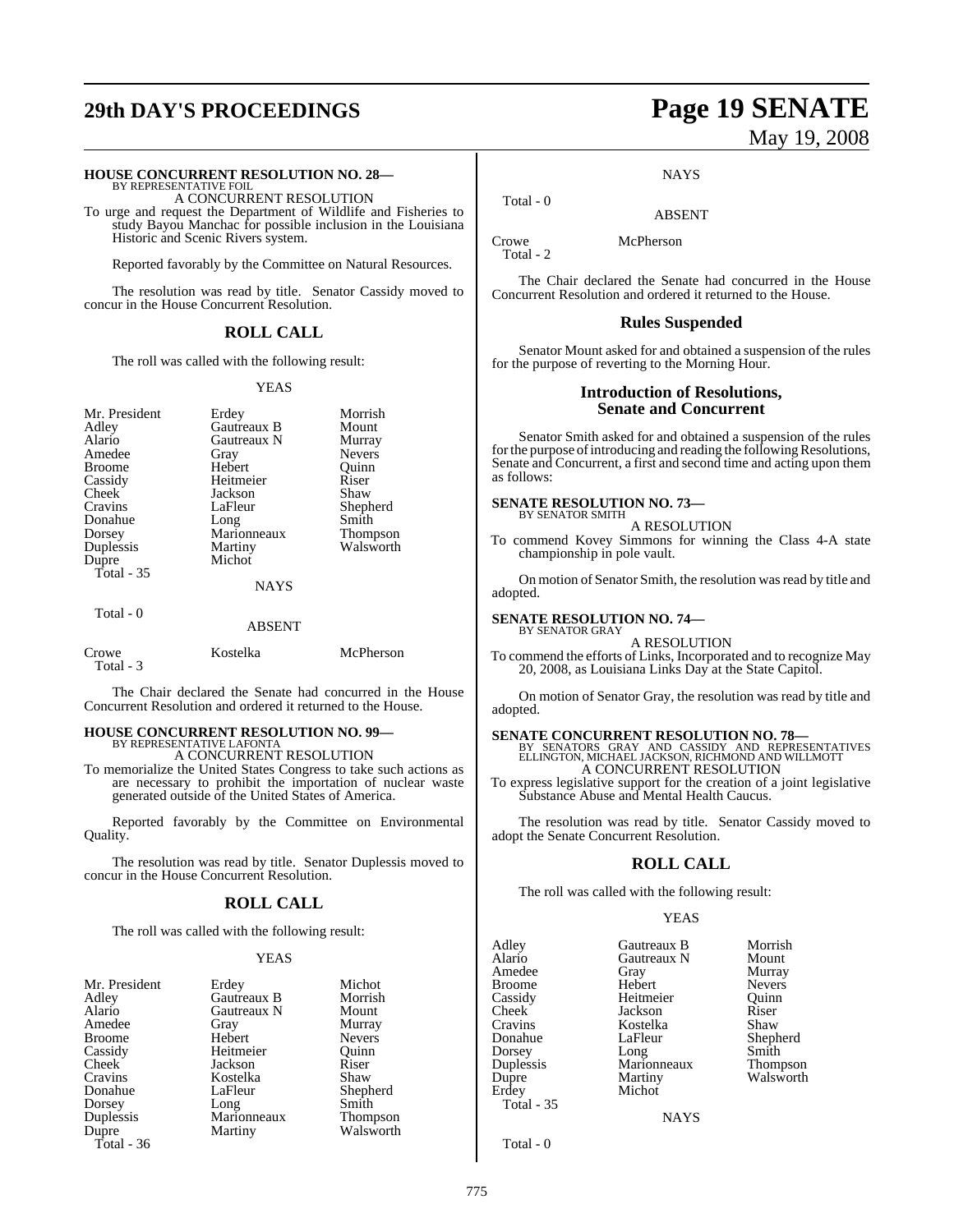**HOUSE CONCURRENT RESOLUTION NO. 28—**
BY REPRESENTATIVE FOIL

A CONCURRENT RESOLUTION

To urge and request the Department of Wildlife and Fisheries to study Bayou Manchac for possible inclusion in the Louisiana Historic and Scenic Rivers system.

Reported favorably by the Committee on Natural Resources.

The resolution was read by title. Senator Cassidy moved to concur in the House Concurrent Resolution.

## ROLL CALL

The roll was called with the following result:

YEAS

| | | |
|---|---|---|
| Mr. President | Erdey | Morrish |
| Adley | Gautreaux B | Mount |
| Alario | Gautreaux N | Murray |
| Amedee | Gray | Nevers |
| Broome | Hebert | Quinn |
| Cassidy | Heitmeier | Riser |
| Cheek | Jackson | Shaw |
| Cravins | LaFleur | Shepherd |
| Donahue | Long | Smith |
| Dorsey | Marionneaux | Thompson |
| Duplessis | Martiny | Walsworth |
| Dupre | Michot | |

Total - 35

NAYS

Total - 0

ABSENT

| | | |
|---|---|---|
| Crowe | Kostelka | McPherson |

Total - 3

The Chair declared the Senate had concurred in the House Concurrent Resolution and ordered it returned to the House.

**HOUSE CONCURRENT RESOLUTION NO. 99—**
BY REPRESENTATIVE LAFONTA

A CONCURRENT RESOLUTION

To memorialize the United States Congress to take such actions as are necessary to prohibit the importation of nuclear waste generated outside of the United States of America.

Reported favorably by the Committee on Environmental Quality.

The resolution was read by title. Senator Duplessis moved to concur in the House Concurrent Resolution.

## ROLL CALL

The roll was called with the following result:

YEAS

| | | |
|---|---|---|
| Mr. President | Erdey | Michot |
| Adley | Gautreaux B | Morrish |
| Alario | Gautreaux N | Mount |
| Amedee | Gray | Murray |
| Broome | Hebert | Nevers |
| Cassidy | Heitmeier | Quinn |
| Cheek | Jackson | Riser |
| Cravins | Kostelka | Shaw |
| Donahue | LaFleur | Shepherd |
| Dorsey | Long | Smith |
| Duplessis | Marionneaux | Thompson |
| Dupre | Martiny | Walsworth |

Total - 36

NAYS

Total - 0

ABSENT

| | |
|---|---|
| Crowe | McPherson |

Total - 2

The Chair declared the Senate had concurred in the House Concurrent Resolution and ordered it returned to the House.

## Rules Suspended

Senator Mount asked for and obtained a suspension of the rules for the purpose of reverting to the Morning Hour.

## Introduction of Resolutions, Senate and Concurrent

Senator Smith asked for and obtained a suspension of the rules for the purpose of introducing and reading the following Resolutions, Senate and Concurrent, a first and second time and acting upon them as follows:

**SENATE RESOLUTION NO. 73—**
BY SENATOR SMITH

A RESOLUTION

To commend Kovey Simmons for winning the Class 4-A state championship in pole vault.

On motion of Senator Smith, the resolution was read by title and adopted.

**SENATE RESOLUTION NO. 74—**
BY SENATOR GRAY

A RESOLUTION

To commend the efforts of Links, Incorporated and to recognize May 20, 2008, as Louisiana Links Day at the State Capitol.

On motion of Senator Gray, the resolution was read by title and adopted.

**SENATE CONCURRENT RESOLUTION NO. 78—**
BY SENATORS GRAY AND CASSIDY AND REPRESENTATIVES ELLINGTON, MICHAEL JACKSON, RICHMOND AND WILLMOTT

A CONCURRENT RESOLUTION

To express legislative support for the creation of a joint legislative Substance Abuse and Mental Health Caucus.

The resolution was read by title. Senator Cassidy moved to adopt the Senate Concurrent Resolution.

## ROLL CALL

The roll was called with the following result:

YEAS

| | | |
|---|---|---|
| Adley | Gautreaux B | Morrish |
| Alario | Gautreaux N | Mount |
| Amedee | Gray | Murray |
| Broome | Hebert | Nevers |
| Cassidy | Heitmeier | Quinn |
| Cheek | Jackson | Riser |
| Cravins | Kostelka | Shaw |
| Donahue | LaFleur | Shepherd |
| Dorsey | Long | Smith |
| Duplessis | Marionneaux | Thompson |
| Dupre | Martiny | Walsworth |
| Erdey | Michot | |

Total - 35

NAYS

Total - 0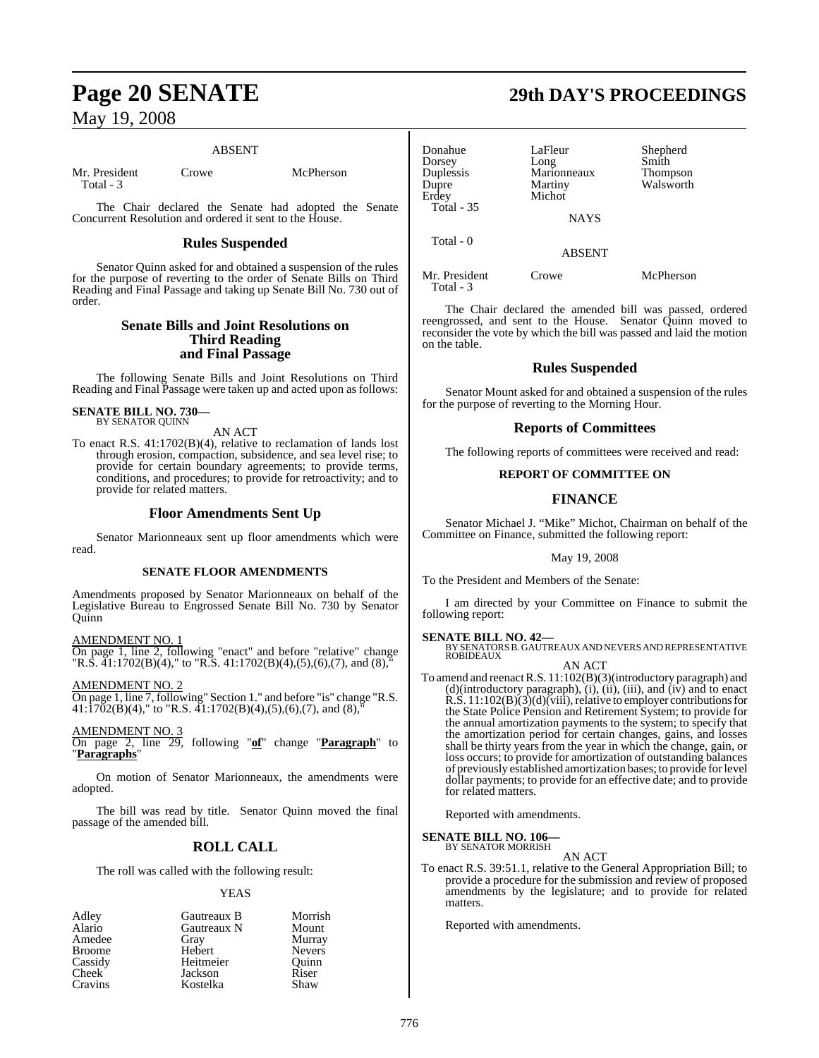ABSENT

| | | |
|---|---|---|
| Mr. President | Crowe | McPherson |
| Total - 3 | | |

The Chair declared the Senate had adopted the Senate Concurrent Resolution and ordered it sent to the House.

## Rules Suspended

Senator Quinn asked for and obtained a suspension of the rules for the purpose of reverting to the order of Senate Bills on Third Reading and Final Passage and taking up Senate Bill No. 730 out of order.

## Senate Bills and Joint Resolutions on Third Reading and Final Passage

The following Senate Bills and Joint Resolutions on Third Reading and Final Passage were taken up and acted upon as follows:

**SENATE BILL NO. 730—**
BY SENATOR QUINN

AN ACT

To enact R.S. 41:1702(B)(4), relative to reclamation of lands lost through erosion, compaction, subsidence, and sea level rise; to provide for certain boundary agreements; to provide terms, conditions, and procedures; to provide for retroactivity; and to provide for related matters.

## Floor Amendments Sent Up

Senator Marionneaux sent up floor amendments which were read.

### SENATE FLOOR AMENDMENTS

Amendments proposed by Senator Marionneaux on behalf of the Legislative Bureau to Engrossed Senate Bill No. 730 by Senator Quinn

AMENDMENT NO. 1
On page 1, line 2, following "enact" and before "relative" change "R.S. 41:1702(B)(4)," to "R.S. 41:1702(B)(4),(5),(6),(7), and (8),"

AMENDMENT NO. 2
On page 1, line 7, following" Section 1." and before "is" change "R.S. 41:1702(B)(4)," to "R.S. 41:1702(B)(4),(5),(6),(7), and (8),"

AMENDMENT NO. 3
On page 2, line 29, following "**of**" change "**Paragraph**" to "**Paragraphs**"

On motion of Senator Marionneaux, the amendments were adopted.

The bill was read by title. Senator Quinn moved the final passage of the amended bill.

## ROLL CALL

The roll was called with the following result:

YEAS

| | | |
|---|---|---|
| Adley | Gautreaux B | Morrish |
| Alario | Gautreaux N | Mount |
| Amedee | Gray | Murray |
| Broome | Hebert | Nevers |
| Cassidy | Heitmeier | Quinn |
| Cheek | Jackson | Riser |
| Cravins | Kostelka | Shaw |
| Donahue | LaFleur | Shepherd |
| Dorsey | Long | Smith |
| Duplessis | Marionneaux | Thompson |
| Dupre | Martiny | Walsworth |
| Erdey | Michot | |
| Total - 35 | | |

NAYS

Total - 0

ABSENT

| | | |
|---|---|---|
| Mr. President | Crowe | McPherson |
| Total - 3 | | |

The Chair declared the amended bill was passed, ordered reengrossed, and sent to the House. Senator Quinn moved to reconsider the vote by which the bill was passed and laid the motion on the table.

## Rules Suspended

Senator Mount asked for and obtained a suspension of the rules for the purpose of reverting to the Morning Hour.

## Reports of Committees

The following reports of committees were received and read:

### REPORT OF COMMITTEE ON

## FINANCE

Senator Michael J. "Mike" Michot, Chairman on behalf of the Committee on Finance, submitted the following report:

May 19, 2008

To the President and Members of the Senate:

I am directed by your Committee on Finance to submit the following report:

**SENATE BILL NO. 42—**
BY SENATORS B. GAUTREAUX AND NEVERS AND REPRESENTATIVE ROBIDEAUX

AN ACT

To amend and reenact R.S. 11:102(B)(3)(introductory paragraph) and (d)(introductory paragraph), (i), (ii), (iii), and (iv) and to enact R.S. 11:102(B)(3)(d)(viii), relative to employer contributions for the State Police Pension and Retirement System; to provide for the annual amortization payments to the system; to specify that the amortization period for certain changes, gains, and losses shall be thirty years from the year in which the change, gain, or loss occurs; to provide for amortization of outstanding balances of previously established amortization bases; to provide for level dollar payments; to provide for an effective date; and to provide for related matters.

Reported with amendments.

**SENATE BILL NO. 106—**
BY SENATOR MORRISH

AN ACT

To enact R.S. 39:51.1, relative to the General Appropriation Bill; to provide a procedure for the submission and review of proposed amendments by the legislature; and to provide for related matters.

Reported with amendments.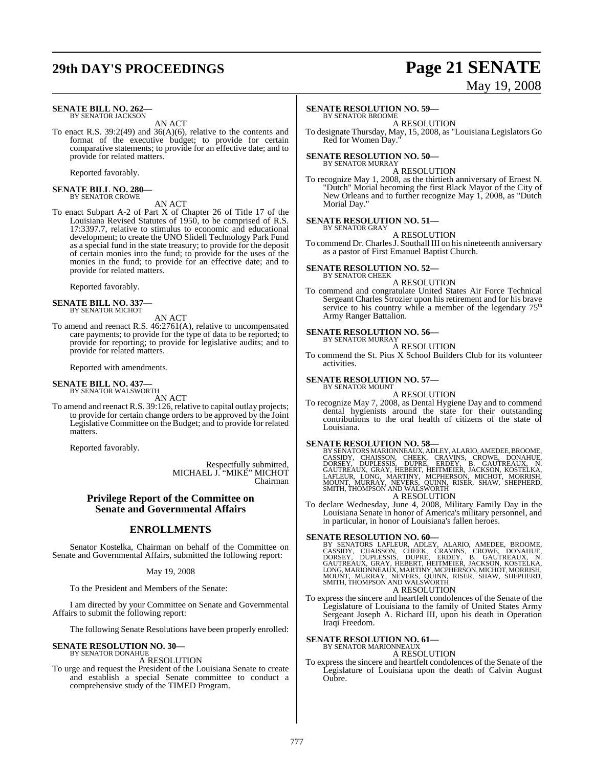**SENATE BILL NO. 262—**
BY SENATOR JACKSON

AN ACT

To enact R.S. 39:2(49) and 36(A)(6), relative to the contents and format of the executive budget; to provide for certain comparative statements; to provide for an effective date; and to provide for related matters.

Reported favorably.

**SENATE BILL NO. 280—**
BY SENATOR CROWE

AN ACT

To enact Subpart A-2 of Part X of Chapter 26 of Title 17 of the Louisiana Revised Statutes of 1950, to be comprised of R.S. 17:3397.7, relative to stimulus to economic and educational development; to create the UNO Slidell Technology Park Fund as a special fund in the state treasury; to provide for the deposit of certain monies into the fund; to provide for the uses of the monies in the fund; to provide for an effective date; and to provide for related matters.

Reported favorably.

**SENATE BILL NO. 337—**
BY SENATOR MICHOT

AN ACT

To amend and reenact R.S. 46:2761(A), relative to uncompensated care payments; to provide for the type of data to be reported; to provide for reporting; to provide for legislative audits; and to provide for related matters.

Reported with amendments.

**SENATE BILL NO. 437—**
BY SENATOR WALSWORTH

AN ACT

To amend and reenact R.S. 39:126, relative to capital outlay projects; to provide for certain change orders to be approved by the Joint Legislative Committee on the Budget; and to provide for related matters.

Reported favorably.

Respectfully submitted,
MICHAEL J. "MIKE" MICHOT
Chairman

## Privilege Report of the Committee on Senate and Governmental Affairs

## ENROLLMENTS

Senator Kostelka, Chairman on behalf of the Committee on Senate and Governmental Affairs, submitted the following report:

May 19, 2008

To the President and Members of the Senate:

I am directed by your Committee on Senate and Governmental Affairs to submit the following report:

The following Senate Resolutions have been properly enrolled:

**SENATE RESOLUTION NO. 30—**
BY SENATOR DONAHUE

A RESOLUTION

To urge and request the President of the Louisiana Senate to create and establish a special Senate committee to conduct a comprehensive study of the TIMED Program.

**SENATE RESOLUTION NO. 59—**
BY SENATOR BROOME

A RESOLUTION

To designate Thursday, May, 15, 2008, as "Louisiana Legislators Go Red for Women Day."

**SENATE RESOLUTION NO. 50—**
BY SENATOR MURRAY

A RESOLUTION

To recognize May 1, 2008, as the thirtieth anniversary of Ernest N. "Dutch" Morial becoming the first Black Mayor of the City of New Orleans and to further recognize May 1, 2008, as "Dutch Morial Day."

**SENATE RESOLUTION NO. 51—**
BY SENATOR GRAY

A RESOLUTION

To commend Dr. Charles J. Southall III on his nineteenth anniversary as a pastor of First Emanuel Baptist Church.

**SENATE RESOLUTION NO. 52—**
BY SENATOR CHEEK

A RESOLUTION

To commend and congratulate United States Air Force Technical Sergeant Charles Strozier upon his retirement and for his brave service to his country while a member of the legendary 75th Army Ranger Battalion.

**SENATE RESOLUTION NO. 56—**
BY SENATOR MURRAY

A RESOLUTION

To commend the St. Pius X School Builders Club for its volunteer activities.

**SENATE RESOLUTION NO. 57—**
BY SENATOR MOUNT

A RESOLUTION

To recognize May 7, 2008, as Dental Hygiene Day and to commend dental hygienists around the state for their outstanding contributions to the oral health of citizens of the state of Louisiana.

**SENATE RESOLUTION NO. 58—**
BY SENATORS MARIONNEAUX, ADLEY, ALARIO, AMEDEE, BROOME, CASSIDY, CHAISSON, CHEEK, CRAVINS, CROWE, DONAHUE, DORSEY, DUPLESSIS, DUPRE, ERDEY, B. GAUTREAUX, N. GAUTREAUX, GRAY, HEBERT, HEITMEIER, JACKSON, KOSTELKA, LAFLEUR, LONG, MARTINY, MCPHERSON, MICHOT, MORRISH, MOUNT, MURRAY, NEVERS, QUINN, RISER, SHAW, SHEPHERD, SMITH, THOMPSON AND WALSWORTH

A RESOLUTION

To declare Wednesday, June 4, 2008, Military Family Day in the Louisiana Senate in honor of America's military personnel, and in particular, in honor of Louisiana's fallen heroes.

**SENATE RESOLUTION NO. 60—**
BY SENATORS LAFLEUR, ADLEY, ALARIO, AMEDEE, BROOME, CASSIDY, CHAISSON, CHEEK, CRAVINS, CROWE, DONAHUE, DORSEY, DUPLESSIS, DUPRE, ERDEY, B. GAUTREAUX, N. GAUTREAUX, GRAY, HEBERT, HEITMEIER, JACKSON, KOSTELKA, LONG, MARIONNEAUX, MARTINY, MCPHERSON, MICHOT, MORRISH, MOUNT, MURRAY, NEVERS, QUINN, RISER, SHAW, SHEPHERD, SMITH, THOMPSON AND WALSWORTH

A RESOLUTION

To express the sincere and heartfelt condolences of the Senate of the Legislature of Louisiana to the family of United States Army Sergeant Joseph A. Richard III, upon his death in Operation Iraqi Freedom.

**SENATE RESOLUTION NO. 61—**
BY SENATOR MARIONNEAUX

A RESOLUTION

To express the sincere and heartfelt condolences of the Senate of the Legislature of Louisiana upon the death of Calvin August Oubre.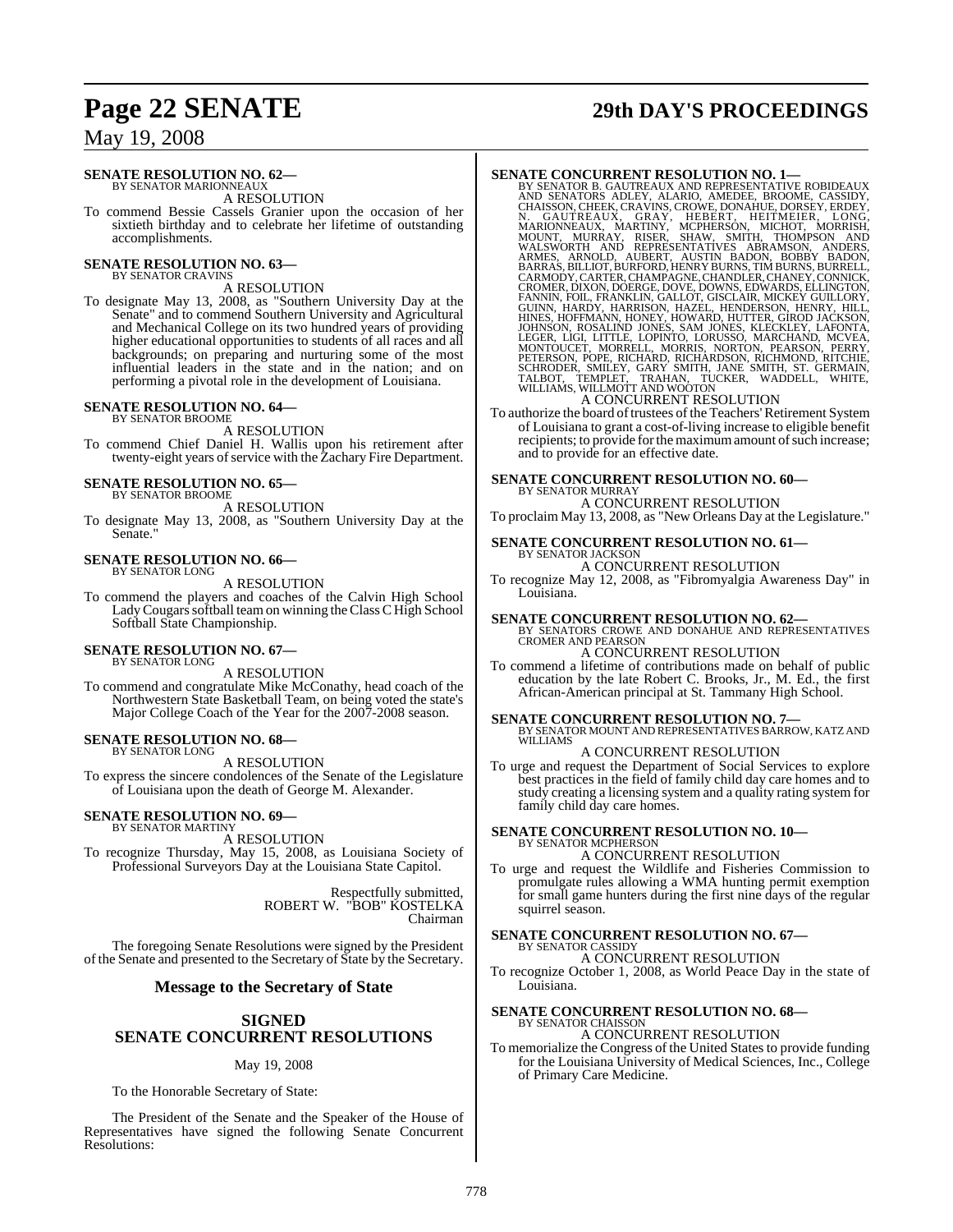**SENATE RESOLUTION NO. 62—**
BY SENATOR MARIONNEAUX

A RESOLUTION

To commend Bessie Cassels Granier upon the occasion of her sixtieth birthday and to celebrate her lifetime of outstanding accomplishments.

**SENATE RESOLUTION NO. 63—**
BY SENATOR CRAVINS

A RESOLUTION

To designate May 13, 2008, as "Southern University Day at the Senate" and to commend Southern University and Agricultural and Mechanical College on its two hundred years of providing higher educational opportunities to students of all races and all backgrounds; on preparing and nurturing some of the most influential leaders in the state and in the nation; and on performing a pivotal role in the development of Louisiana.

**SENATE RESOLUTION NO. 64—**
BY SENATOR BROOME

A RESOLUTION

To commend Chief Daniel H. Wallis upon his retirement after twenty-eight years of service with the Zachary Fire Department.

**SENATE RESOLUTION NO. 65—**
BY SENATOR BROOME

A RESOLUTION

To designate May 13, 2008, as "Southern University Day at the Senate."

**SENATE RESOLUTION NO. 66—**
BY SENATOR LONG

A RESOLUTION

To commend the players and coaches of the Calvin High School Lady Cougars softball team on winning the Class C High School Softball State Championship.

**SENATE RESOLUTION NO. 67—**
BY SENATOR LONG

A RESOLUTION

To commend and congratulate Mike McConathy, head coach of the Northwestern State Basketball Team, on being voted the state's Major College Coach of the Year for the 2007-2008 season.

**SENATE RESOLUTION NO. 68—**
BY SENATOR LONG

A RESOLUTION

To express the sincere condolences of the Senate of the Legislature of Louisiana upon the death of George M. Alexander.

**SENATE RESOLUTION NO. 69—**
BY SENATOR MARTINY

A RESOLUTION

To recognize Thursday, May 15, 2008, as Louisiana Society of Professional Surveyors Day at the Louisiana State Capitol.

Respectfully submitted,
ROBERT W. "BOB" KOSTELKA
Chairman

The foregoing Senate Resolutions were signed by the President of the Senate and presented to the Secretary of State by the Secretary.

## Message to the Secretary of State

## SIGNED SENATE CONCURRENT RESOLUTIONS

May 19, 2008

To the Honorable Secretary of State:

The President of the Senate and the Speaker of the House of Representatives have signed the following Senate Concurrent Resolutions:

**SENATE CONCURRENT RESOLUTION NO. 1—**
BY SENATOR B. GAUTREAUX AND REPRESENTATIVE ROBIDEAUX AND SENATORS ADLEY, ALARIO, AMEDEE, BROOME, CASSIDY, CHAISSON, CHEEK, CRAVINS, CROWE, DONAHUE, DORSEY, ERDEY, N. GAUTREAUX, GRAY, HEBERT, HEITMEIER, LONG, MARIONNEAUX, MARTINY, MCPHERSON, MICHOT, MORRISH, MOUNT, MURRAY, RISER, SHAW, SMITH, THOMPSON AND WALSWORTH AND REPRESENTATIVES ABRAMSON, ANDERS, ARMES, ARNOLD, AUBERT, AUSTIN BADON, BOBBY BADON, BARRAS, BILLIOT, BURFORD, HENRY BURNS, TIM BURNS, BURRELL, CARMODY, CARTER, CHAMPAGNE, CHANDLER, CHANEY, CONNICK, CROMER, DIXON, DOERGE, DOVE, DOWNS, EDWARDS, ELLINGTON, FANNIN, FOIL, FRANKLIN, GALLOT, GISCLAIR, MICKEY GUILLORY, GUINN, HARDY, HARRISON, HAZEL, HENDERSON, HENRY, HILL, HINES, HOFFMANN, HONEY, HOWARD, HUTTER, GIROD JACKSON, JOHNSON, ROSALIND JONES, SAM JONES, KLECKLEY, LAFONTA, LEGER, LIGI, LITTLE, LOPINTO, LORUSSO, MARCHAND, MCVEA, MONTOUCET, MORRELL, MORRIS, NORTON, PEARSON, PERRY, PETERSON, POPE, RICHARD, RICHARDSON, RICHMOND, RITCHIE, SCHRODER, SMILEY, GARY SMITH, JANE SMITH, ST. GERMAIN, TALBOT, TEMPLET, TRAHAN, TUCKER, WADDELL, WHITE, WILLIAMS, WILLMOTT AND WOOTON

A CONCURRENT RESOLUTION

To authorize the board of trustees of the Teachers' Retirement System of Louisiana to grant a cost-of-living increase to eligible benefit recipients; to provide for the maximum amount of such increase; and to provide for an effective date.

**SENATE CONCURRENT RESOLUTION NO. 60—**
BY SENATOR MURRAY

A CONCURRENT RESOLUTION

To proclaim May 13, 2008, as "New Orleans Day at the Legislature."

**SENATE CONCURRENT RESOLUTION NO. 61—**
BY SENATOR JACKSON

A CONCURRENT RESOLUTION

To recognize May 12, 2008, as "Fibromyalgia Awareness Day" in Louisiana.

**SENATE CONCURRENT RESOLUTION NO. 62—**
BY SENATORS CROWE AND DONAHUE AND REPRESENTATIVES CROMER AND PEARSON

A CONCURRENT RESOLUTION

To commend a lifetime of contributions made on behalf of public education by the late Robert C. Brooks, Jr., M. Ed., the first African-American principal at St. Tammany High School.

**SENATE CONCURRENT RESOLUTION NO. 7—**
BY SENATOR MOUNT AND REPRESENTATIVES BARROW, KATZ AND WILLIAMS

A CONCURRENT RESOLUTION

To urge and request the Department of Social Services to explore best practices in the field of family child day care homes and to study creating a licensing system and a quality rating system for family child day care homes.

**SENATE CONCURRENT RESOLUTION NO. 10—**
BY SENATOR MCPHERSON

A CONCURRENT RESOLUTION

To urge and request the Wildlife and Fisheries Commission to promulgate rules allowing a WMA hunting permit exemption for small game hunters during the first nine days of the regular squirrel season.

**SENATE CONCURRENT RESOLUTION NO. 67—**
BY SENATOR CASSIDY

A CONCURRENT RESOLUTION

To recognize October 1, 2008, as World Peace Day in the state of Louisiana.

**SENATE CONCURRENT RESOLUTION NO. 68—**
BY SENATOR CHAISSON

A CONCURRENT RESOLUTION

To memorialize the Congress of the United States to provide funding for the Louisiana University of Medical Sciences, Inc., College of Primary Care Medicine.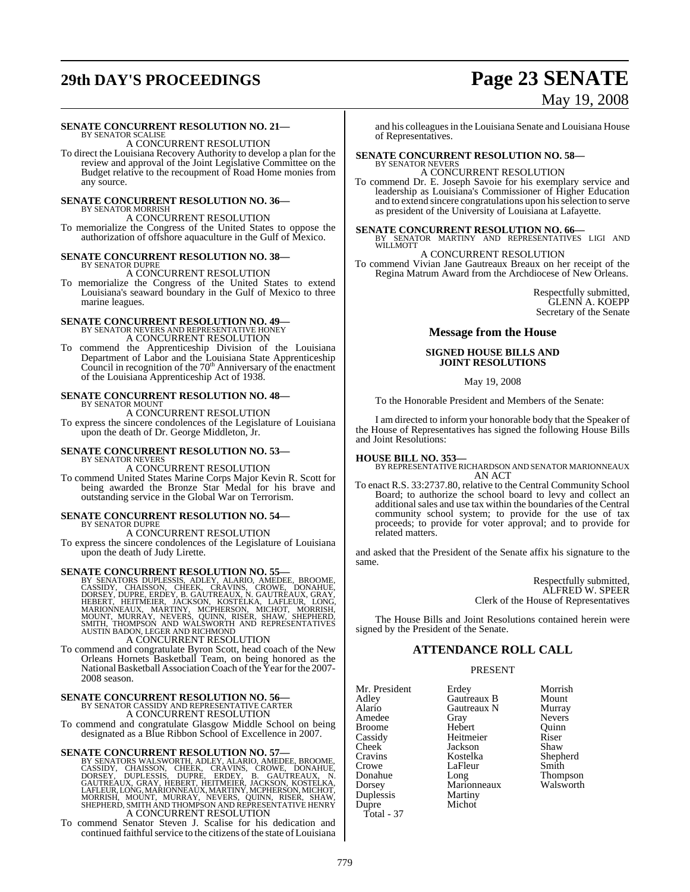**SENATE CONCURRENT RESOLUTION NO. 21—**
BY SENATOR SCALISE

A CONCURRENT RESOLUTION

To direct the Louisiana Recovery Authority to develop a plan for the review and approval of the Joint Legislative Committee on the Budget relative to the recoupment of Road Home monies from any source.

**SENATE CONCURRENT RESOLUTION NO. 36—**
BY SENATOR MORRISH

A CONCURRENT RESOLUTION

To memorialize the Congress of the United States to oppose the authorization of offshore aquaculture in the Gulf of Mexico.

**SENATE CONCURRENT RESOLUTION NO. 38—**
BY SENATOR DUPRE

A CONCURRENT RESOLUTION

To memorialize the Congress of the United States to extend Louisiana's seaward boundary in the Gulf of Mexico to three marine leagues.

**SENATE CONCURRENT RESOLUTION NO. 49—**
BY SENATOR NEVERS AND REPRESENTATIVE HONEY

A CONCURRENT RESOLUTION

To commend the Apprenticeship Division of the Louisiana Department of Labor and the Louisiana State Apprenticeship Council in recognition of the 70[th] Anniversary of the enactment of the Louisiana Apprenticeship Act of 1938.

**SENATE CONCURRENT RESOLUTION NO. 48—**
BY SENATOR MOUNT

A CONCURRENT RESOLUTION

To express the sincere condolences of the Legislature of Louisiana upon the death of Dr. George Middleton, Jr.

**SENATE CONCURRENT RESOLUTION NO. 53—**
BY SENATOR NEVERS

A CONCURRENT RESOLUTION

To commend United States Marine Corps Major Kevin R. Scott for being awarded the Bronze Star Medal for his brave and outstanding service in the Global War on Terrorism.

**SENATE CONCURRENT RESOLUTION NO. 54—**
BY SENATOR DUPRE

A CONCURRENT RESOLUTION

To express the sincere condolences of the Legislature of Louisiana upon the death of Judy Lirette.

**SENATE CONCURRENT RESOLUTION NO. 55—**
BY SENATORS DUPLESSIS, ADLEY, ALARIO, AMEDEE, BROOME, CASSIDY, CHAISSON, CHEEK, CRAVINS, CROWE, DONAHUE, DORSEY, DUPRE, ERDEY, B. GAUTREAUX, N. GAUTREAUX, GRAY, HEBERT, HEITMEIER, JACKSON, KOSTELKA, LAFLEUR, LONG, MARIONNEAUX, MARTINY, MCPHERSON, MICHOT, MORRISH, MOUNT, MURRAY, NEVERS, QUINN, RISER, SHAW, SHEPHERD, SMITH, THOMPSON AND WALSWORTH AND REPRESENTATIVES AUSTIN BADON, LEGER AND RICHMOND

A CONCURRENT RESOLUTION

To commend and congratulate Byron Scott, head coach of the New Orleans Hornets Basketball Team, on being honored as the National Basketball Association Coach of the Year for the 2007-2008 season.

**SENATE CONCURRENT RESOLUTION NO. 56—**
BY SENATOR CASSIDY AND REPRESENTATIVE CARTER

A CONCURRENT RESOLUTION

To commend and congratulate Glasgow Middle School on being designated as a Blue Ribbon School of Excellence in 2007.

**SENATE CONCURRENT RESOLUTION NO. 57—**
BY SENATORS WALSWORTH, ADLEY, ALARIO, AMEDEE, BROOME, CASSIDY, CHAISSON, CHEEK, CRAVINS, CROWE, DONAHUE, DORSEY, DUPLESSIS, DUPRE, ERDEY, B. GAUTREAUX, N. GAUTREAUX, GRAY, HEBERT, HEITMEIER, JACKSON, KOSTELKA, LAFLEUR, LONG, MARIONNEAUX, MARTINY, MCPHERSON, MICHOT, MORRISH, MOUNT, MURRAY, NEVERS, QUINN, RISER, SHAW, SHEPHERD, SMITH AND THOMPSON AND REPRESENTATIVE HENRY

A CONCURRENT RESOLUTION

To commend Senator Steven J. Scalise for his dedication and continued faithful service to the citizens of the state of Louisiana and his colleagues in the Louisiana Senate and Louisiana House of Representatives.

**SENATE CONCURRENT RESOLUTION NO. 58—**
BY SENATOR NEVERS

A CONCURRENT RESOLUTION

To commend Dr. E. Joseph Savoie for his exemplary service and leadership as Louisiana's Commissioner of Higher Education and to extend sincere congratulations upon his selection to serve as president of the University of Louisiana at Lafayette.

**SENATE CONCURRENT RESOLUTION NO. 66—**
BY SENATOR MARTINY AND REPRESENTATIVES LIGI AND WILLMOTT

A CONCURRENT RESOLUTION

To commend Vivian Jane Gautreaux Breaux on her receipt of the Regina Matrum Award from the Archdiocese of New Orleans.

Respectfully submitted,
GLENN A. KOEPP
Secretary of the Senate

## Message from the House

### SIGNED HOUSE BILLS AND JOINT RESOLUTIONS

May 19, 2008

To the Honorable President and Members of the Senate:

I am directed to inform your honorable body that the Speaker of the House of Representatives has signed the following House Bills and Joint Resolutions:

**HOUSE BILL NO. 353—**
BY REPRESENTATIVE RICHARDSON AND SENATOR MARIONNEAUX

AN ACT

To enact R.S. 33:2737.80, relative to the Central Community School Board; to authorize the school board to levy and collect an additional sales and use tax within the boundaries of the Central community school system; to provide for the use of tax proceeds; to provide for voter approval; and to provide for related matters.

and asked that the President of the Senate affix his signature to the same.

Respectfully submitted,
ALFRED W. SPEER
Clerk of the House of Representatives

The House Bills and Joint Resolutions contained herein were signed by the President of the Senate.

## ATTENDANCE ROLL CALL

PRESENT

| | | |
|---|---|---|
| Mr. President | Erdey | Morrish |
| Adley | Gautreaux B | Mount |
| Alario | Gautreaux N | Murray |
| Amedee | Gray | Nevers |
| Broome | Hebert | Quinn |
| Cassidy | Heitmeier | Riser |
| Cheek | Jackson | Shaw |
| Cravins | Kostelka | Shepherd |
| Crowe | LaFleur | Smith |
| Donahue | Long | Thompson |
| Dorsey | Marionneaux | Walsworth |
| Duplessis | Martiny | |
| Dupre | Michot | |

Total - 37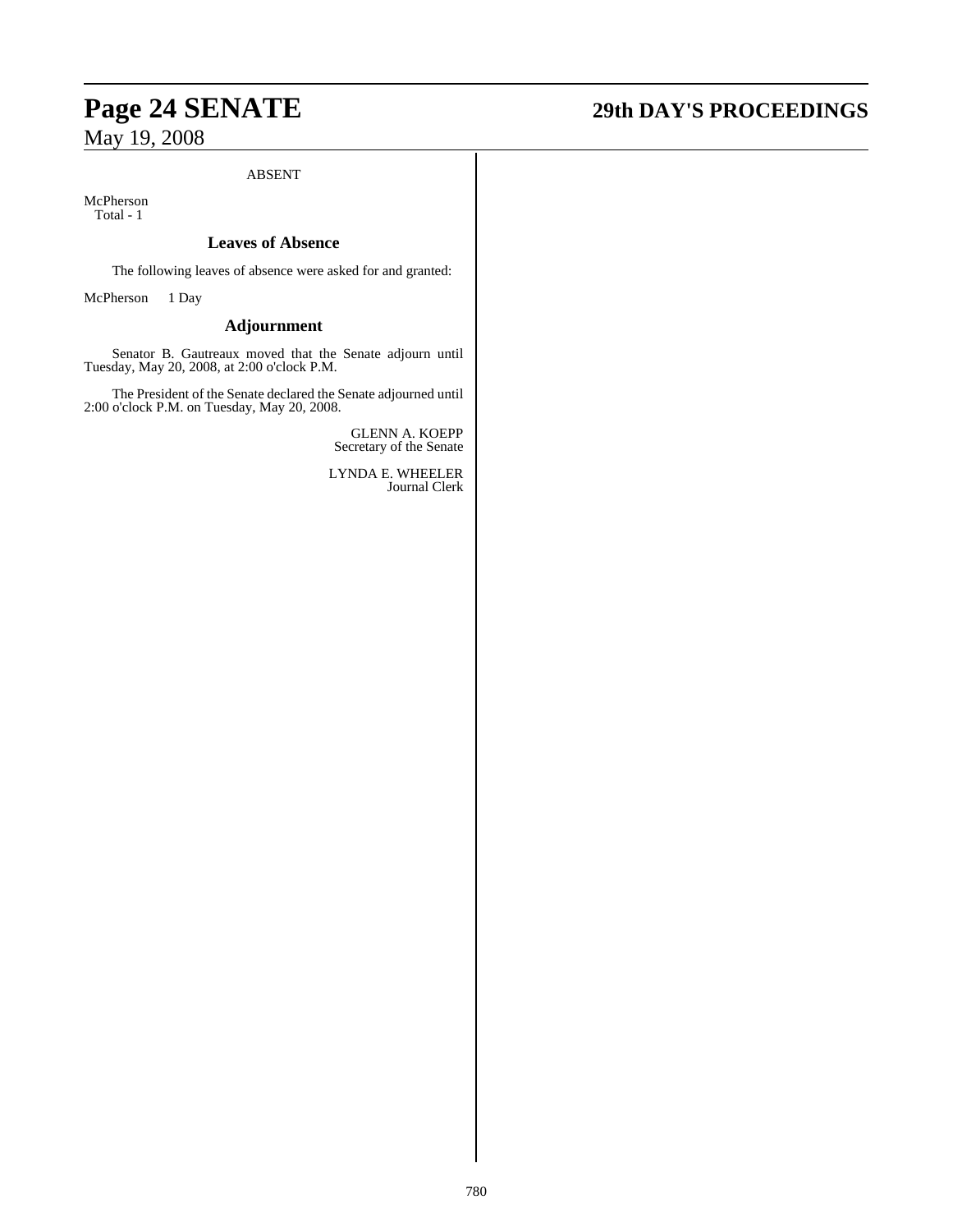ABSENT

McPherson
Total - 1

## Leaves of Absence

The following leaves of absence were asked for and granted:

McPherson 1 Day

## Adjournment

Senator B. Gautreaux moved that the Senate adjourn until Tuesday, May 20, 2008, at 2:00 o'clock P.M.

The President of the Senate declared the Senate adjourned until 2:00 o'clock P.M. on Tuesday, May 20, 2008.

GLENN A. KOEPP
Secretary of the Senate

LYNDA E. WHEELER
Journal Clerk